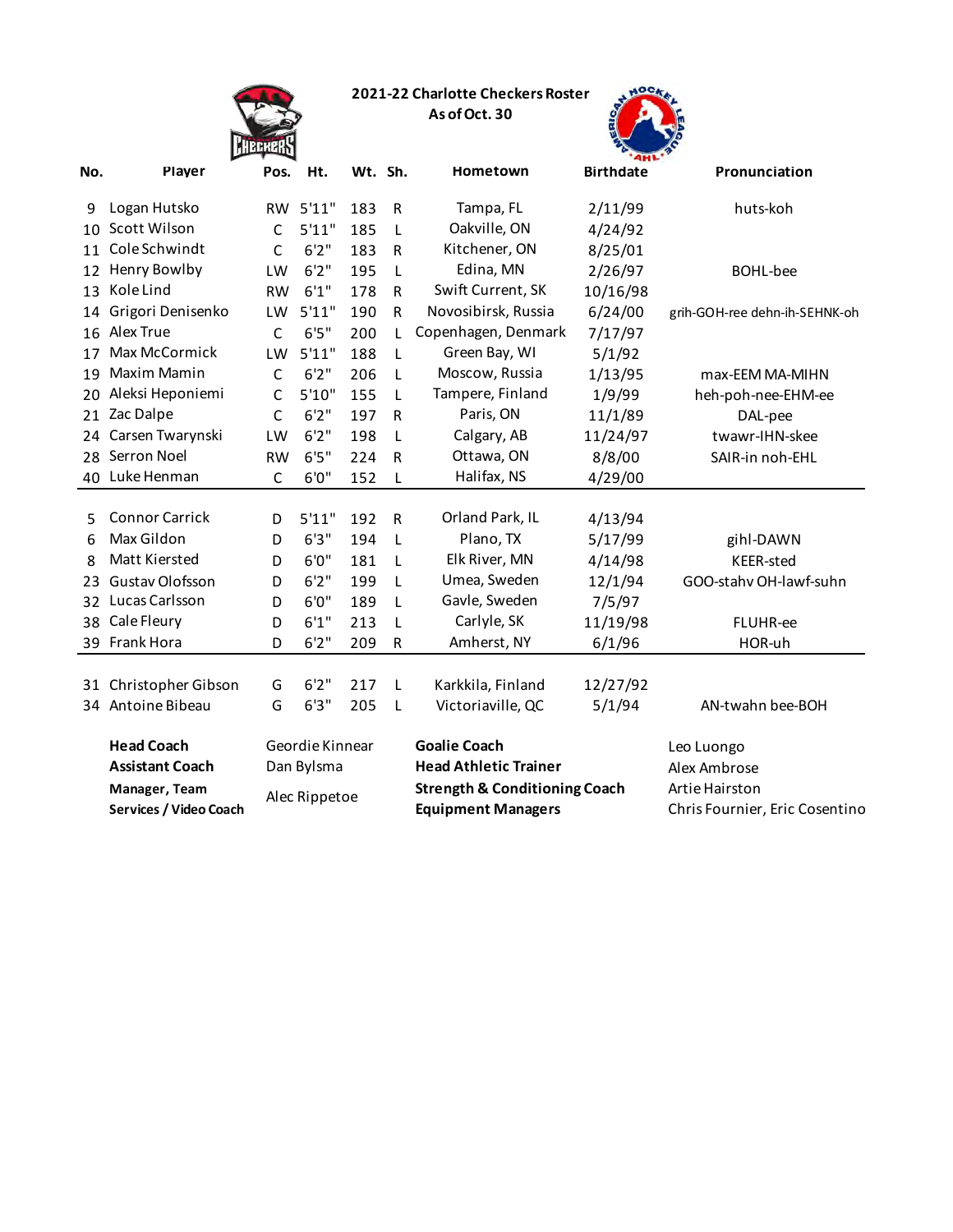## 2021-22 Charlotte Checkers Roster
### As of Oct. 30

| No. | Player | Pos. | Ht. | Wt. | Sh. | Hometown | Birthdate | Pronunciation |
|---|---|---|---|---|---|---|---|---|
| 9 | Logan Hutsko | RW | 5'11" | 183 | R | Tampa, FL | 2/11/99 | huts-koh |
| 10 | Scott Wilson | C | 5'11" | 185 | L | Oakville, ON | 4/24/92 | |
| 11 | Cole Schwindt | C | 6'2" | 183 | R | Kitchener, ON | 8/25/01 | |
| 12 | Henry Bowlby | LW | 6'2" | 195 | L | Edina, MN | 2/26/97 | BOHL-bee |
| 13 | Kole Lind | RW | 6'1" | 178 | R | Swift Current, SK | 10/16/98 | |
| 14 | Grigori Denisenko | LW | 5'11" | 190 | R | Novosibirsk, Russia | 6/24/00 | grih-GOH-ree dehn-ih-SEHNK-oh |
| 16 | Alex True | C | 6'5" | 200 | L | Copenhagen, Denmark | 7/17/97 | |
| 17 | Max McCormick | LW | 5'11" | 188 | L | Green Bay, WI | 5/1/92 | |
| 19 | Maxim Mamin | C | 6'2" | 206 | L | Moscow, Russia | 1/13/95 | max-EEM MA-MIHN |
| 20 | Aleksi Heponiemi | C | 5'10" | 155 | L | Tampere, Finland | 1/9/99 | heh-poh-nee-EHM-ee |
| 21 | Zac Dalpe | C | 6'2" | 197 | R | Paris, ON | 11/1/89 | DAL-pee |
| 24 | Carsen Twarynski | LW | 6'2" | 198 | L | Calgary, AB | 11/24/97 | twawr-IHN-skee |
| 28 | Serron Noel | RW | 6'5" | 224 | R | Ottawa, ON | 8/8/00 | SAIR-in noh-EHL |
| 40 | Luke Henman | C | 6'0" | 152 | L | Halifax, NS | 4/29/00 | |
| 5 | Connor Carrick | D | 5'11" | 192 | R | Orland Park, IL | 4/13/94 | |
| 6 | Max Gildon | D | 6'3" | 194 | L | Plano, TX | 5/17/99 | gihl-DAWN |
| 8 | Matt Kiersted | D | 6'0" | 181 | L | Elk River, MN | 4/14/98 | KEER-sted |
| 23 | Gustav Olofsson | D | 6'2" | 199 | L | Umea, Sweden | 12/1/94 | GOO-stahv OH-lawf-suhn |
| 32 | Lucas Carlsson | D | 6'0" | 189 | L | Gavle, Sweden | 7/5/97 | |
| 38 | Cale Fleury | D | 6'1" | 213 | L | Carlyle, SK | 11/19/98 | FLUHR-ee |
| 39 | Frank Hora | D | 6'2" | 209 | R | Amherst, NY | 6/1/96 | HOR-uh |
| 31 | Christopher Gibson | G | 6'2" | 217 | L | Karkkila, Finland | 12/27/92 | |
| 34 | Antoine Bibeau | G | 6'3" | 205 | L | Victoriaville, QC | 5/1/94 | AN-twahn bee-BOH |

| | | | |
|---|---|---|---|
| **Head Coach** | Geordie Kinnear | **Goalie Coach** | Leo Luongo |
| **Assistant Coach** | Dan Bylsma | **Head Athletic Trainer** | Alex Ambrose |
| **Manager, Team Services / Video Coach** | Alec Rippetoe | **Strength & Conditioning Coach** | Artie Hairston |
| | | **Equipment Managers** | Chris Fournier, Eric Cosentino |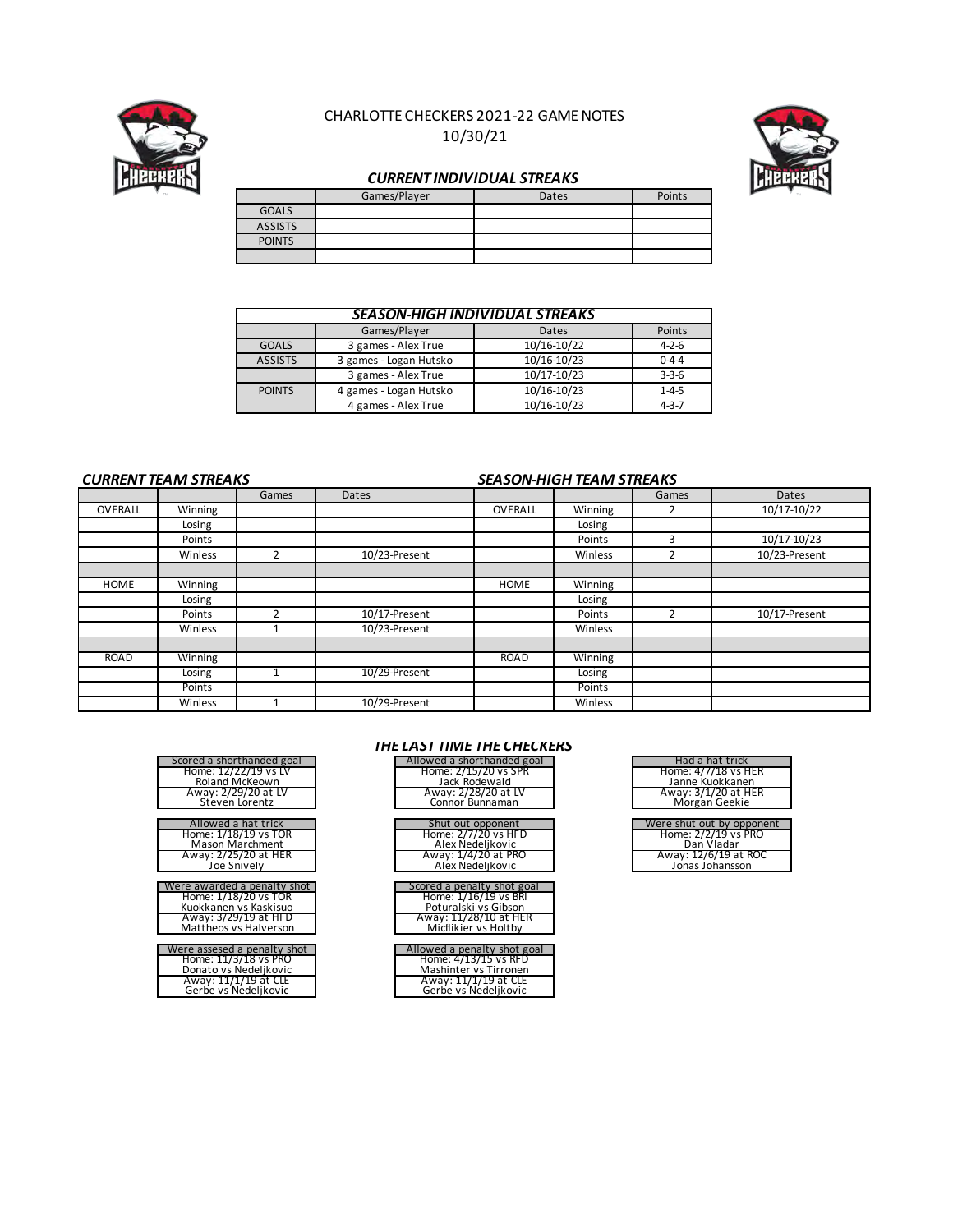# CHARLOTTE CHECKERS 2021-22 GAME NOTES
10/30/21

## *CURRENT INDIVIDUAL STREAKS*

| | Games/Player | Dates | Points |
|---|---|---|---|
| GOALS | | | |
| ASSISTS | | | |
| POINTS | | | |
| | | | |

## *SEASON-HIGH INDIVIDUAL STREAKS*

| | Games/Player | Dates | Points |
|---|---|---|---|
| GOALS | 3 games - Alex True | 10/16-10/22 | 4-2-6 |
| ASSISTS | 3 games - Logan Hutsko | 10/16-10/23 | 0-4-4 |
| | 3 games - Alex True | 10/17-10/23 | 3-3-6 |
| POINTS | 4 games - Logan Hutsko | 10/16-10/23 | 1-4-5 |
| | 4 games - Alex True | 10/16-10/23 | 4-3-7 |

## *CURRENT TEAM STREAKS*

| | | Games | Dates |
|---|---|---|---|
| OVERALL | Winning | | |
| | Losing | | |
| | Points | | |
| | Winless | 2 | 10/23-Present |
| | | | |
| HOME | Winning | | |
| | Losing | | |
| | Points | 2 | 10/17-Present |
| | Winless | 1 | 10/23-Present |
| | | | |
| ROAD | Winning | | |
| | Losing | 1 | 10/29-Present |
| | Points | | |
| | Winless | 1 | 10/29-Present |

## *SEASON-HIGH TEAM STREAKS*

| | | Games | Dates |
|---|---|---|---|
| OVERALL | Winning | 2 | 10/17-10/22 |
| | Losing | | |
| | Points | 3 | 10/17-10/23 |
| | Winless | 2 | 10/23-Present |
| | | | |
| HOME | Winning | | |
| | Losing | | |
| | Points | 2 | 10/17-Present |
| | Winless | | |
| | | | |
| ROAD | Winning | | |
| | Losing | | |
| | Points | | |
| | Winless | | |

## *THE LAST TIME THE CHECKERS*

| Scored a shorthanded goal |
|---|
| Home: 12/22/19 vs LV |
| Roland McKeown |
| Away: 2/29/20 at LV |
| Steven Lorentz |

| Allowed a shorthanded goal |
|---|
| Home: 2/15/20 vs SPR |
| Jack Rodewald |
| Away: 2/28/20 at LV |
| Connor Bunnaman |

| Had a hat trick |
|---|
| Home: 4/7/18 vs HER |
| Janne Kuokkanen |
| Away: 3/1/20 at HER |
| Morgan Geekie |

| Allowed a hat trick |
|---|
| Home: 1/18/19 vs TOR |
| Mason Marchment |
| Away: 2/25/20 at HER |
| Joe Snively |

| Shut out opponent |
|---|
| Home: 2/7/20 vs HFD |
| Alex Nedeljkovic |
| Away: 1/4/20 at PRO |
| Alex Nedeljkovic |

| Were shut out by opponent |
|---|
| Home: 2/2/19 vs PRO |
| Dan Vladar |
| Away: 12/6/19 at ROC |
| Jonas Johansson |

| Were awarded a penalty shot |
|---|
| Home: 1/18/20 vs TOR |
| Kuokkanen vs Kaskisuo |
| Away: 3/29/19 at HFD |
| Mattheos vs Halverson |

| Scored a penalty shot goal |
|---|
| Home: 1/16/19 vs BRI |
| Poturalski vs Gibson |
| Away: 11/28/10 at HER |
| Micflikier vs Holtby |

| Were assesed a penalty shot |
|---|
| Home: 11/3/18 vs PRO |
| Donato vs Nedeljkovic |
| Away: 11/1/19 at CLE |
| Gerbe vs Nedeljkovic |

| Allowed a penalty shot goal |
|---|
| Home: 4/13/15 vs RFD |
| Mashinter vs Tirronen |
| Away: 11/1/19 at CLE |
| Gerbe vs Nedeljkovic |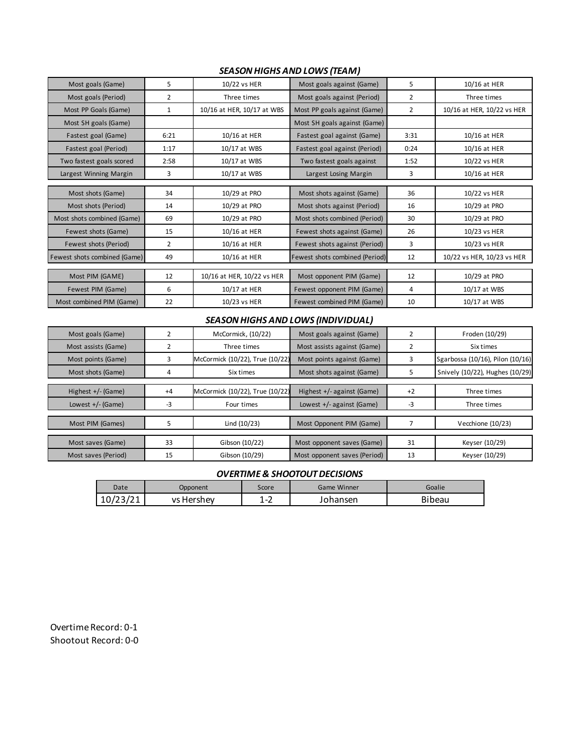### *SEASON HIGHS AND LOWS (TEAM)*

| | | | | | |
|---|---|---|---|---|---|
| Most goals (Game) | 5 | 10/22 vs HER | Most goals against (Game) | 5 | 10/16 at HER |
| Most goals (Period) | 2 | Three times | Most goals against (Period) | 2 | Three times |
| Most PP Goals (Game) | 1 | 10/16 at HER, 10/17 at WBS | Most PP goals against (Game) | 2 | 10/16 at HER, 10/22 vs HER |
| Most SH goals (Game) | | | Most SH goals against (Game) | | |
| Fastest goal (Game) | 6:21 | 10/16 at HER | Fastest goal against (Game) | 3:31 | 10/16 at HER |
| Fastest goal (Period) | 1:17 | 10/17 at WBS | Fastest goal against (Period) | 0:24 | 10/16 at HER |
| Two fastest goals scored | 2:58 | 10/17 at WBS | Two fastest goals against | 1:52 | 10/22 vs HER |
| Largest Winning Margin | 3 | 10/17 at WBS | Largest Losing Margin | 3 | 10/16 at HER |

| | | | | | |
|---|---|---|---|---|---|
| Most shots (Game) | 34 | 10/29 at PRO | Most shots against (Game) | 36 | 10/22 vs HER |
| Most shots (Period) | 14 | 10/29 at PRO | Most shots against (Period) | 16 | 10/29 at PRO |
| Most shots combined (Game) | 69 | 10/29 at PRO | Most shots combined (Period) | 30 | 10/29 at PRO |
| Fewest shots (Game) | 15 | 10/16 at HER | Fewest shots against (Game) | 26 | 10/23 vs HER |
| Fewest shots (Period) | 2 | 10/16 at HER | Fewest shots against (Period) | 3 | 10/23 vs HER |
| Fewest shots combined (Game) | 49 | 10/16 at HER | Fewest shots combined (Period) | 12 | 10/22 vs HER, 10/23 vs HER |

| | | | | | |
|---|---|---|---|---|---|
| Most PIM (GAME) | 12 | 10/16 at HER, 10/22 vs HER | Most opponent PIM (Game) | 12 | 10/29 at PRO |
| Fewest PIM (Game) | 6 | 10/17 at HER | Fewest opponent PIM (Game) | 4 | 10/17 at WBS |
| Most combined PIM (Game) | 22 | 10/23 vs HER | Fewest combined PIM (Game) | 10 | 10/17 at WBS |

### *SEASON HIGHS AND LOWS (INDIVIDUAL)*

| | | | | | |
|---|---|---|---|---|---|
| Most goals (Game) | 2 | McCormick, (10/22) | Most goals against (Game) | 2 | Froden (10/29) |
| Most assists (Game) | 2 | Three times | Most assists against (Game) | 2 | Six times |
| Most points (Game) | 3 | McCormick (10/22), True (10/22) | Most points against (Game) | 3 | Sgarbossa (10/16), Pilon (10/16) |
| Most shots (Game) | 4 | Six times | Most shots against (Game) | 5 | Snively (10/22), Hughes (10/29) |

| | | | | | |
|---|---|---|---|---|---|
| Highest +/- (Game) | +4 | McCormick (10/22), True (10/22) | Highest +/- against (Game) | +2 | Three times |
| Lowest +/- (Game) | -3 | Four times | Lowest +/- against (Game) | -3 | Three times |

| | | | | | |
|---|---|---|---|---|---|
| Most PIM (Games) | 5 | Lind (10/23) | Most Opponent PIM (Game) | 7 | Vecchione (10/23) |

| | | | | | |
|---|---|---|---|---|---|
| Most saves (Game) | 33 | Gibson (10/22) | Most opponent saves (Game) | 31 | Keyser (10/29) |
| Most saves (Period) | 15 | Gibson (10/29) | Most opponent saves (Period) | 13 | Keyser (10/29) |

### *OVERTIME & SHOOTOUT DECISIONS*

| Date | Opponent | Score | Game Winner | Goalie |
|---|---|---|---|---|
| 10/23/21 | vs Hershey | 1-2 | Johansen | Bibeau |

Overtime Record: 0-1
Shootout Record: 0-0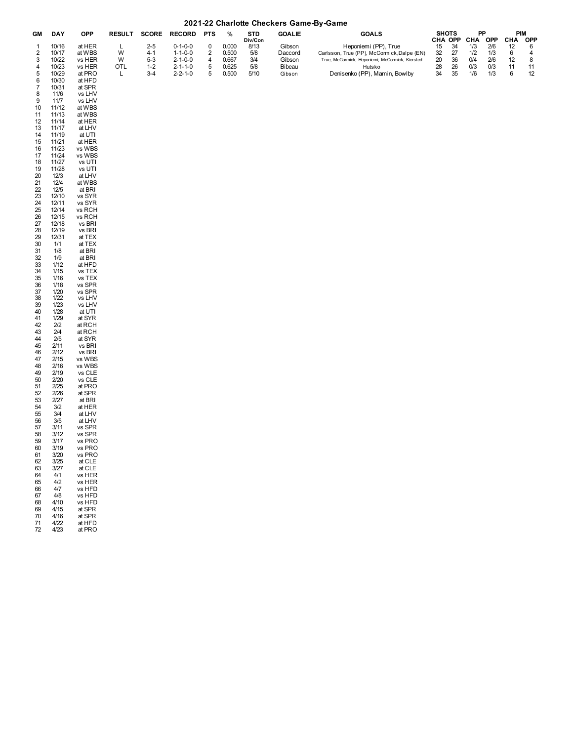## 2021-22 Charlotte Checkers Game-By-Game

| GM | DAY | OPP | RESULT | SCORE | RECORD | PTS | % | STD Div/Con | GOALIE | GOALS | SHOTS CHA | SHOTS OPP | PP CHA | PP OPP | PIM CHA | PIM OPP |
|---|---|---|---|---|---|---|---|---|---|---|---|---|---|---|---|---|
| 1 | 10/16 | at HER | L | 2-5 | 0-1-0-0 | 0 | 0.000 | 8/13 | Gibson | Heponiemi (PP), True | 15 | 34 | 1/3 | 2/6 | 12 | 6 |
| 2 | 10/17 | at WBS | W | 4-1 | 1-1-0-0 | 2 | 0.500 | 5/8 | Daccord | Carlsson, True (PP), McCormick,Dalpe (EN) | 32 | 27 | 1/2 | 1/3 | 6 | 4 |
| 3 | 10/22 | vs HER | W | 5-3 | 2-1-0-0 | 4 | 0.667 | 3/4 | Gibson | True, McCormick, Heponiemi, McCormick, Kiersted | 20 | 36 | 0/4 | 2/6 | 12 | 8 |
| 4 | 10/23 | vs HER | OTL | 1-2 | 2-1-1-0 | 5 | 0.625 | 5/8 | Bibeau | Hutsko | 28 | 26 | 0/3 | 0/3 | 11 | 11 |
| 5 | 10/29 | at PRO | L | 3-4 | 2-2-1-0 | 5 | 0.500 | 5/10 | Gibson | Denisenko (PP), Mamin, Bowlby | 34 | 35 | 1/6 | 1/3 | 6 | 12 |
| 6 | 10/30 | at HFD | | | | | | | | | | | | | | |
| 7 | 10/31 | at SPR | | | | | | | | | | | | | | |
| 8 | 11/6 | vs LHV | | | | | | | | | | | | | | |
| 9 | 11/7 | vs LHV | | | | | | | | | | | | | | |
| 10 | 11/12 | at WBS | | | | | | | | | | | | | | |
| 11 | 11/13 | at WBS | | | | | | | | | | | | | | |
| 12 | 11/14 | at HER | | | | | | | | | | | | | | |
| 13 | 11/17 | at LHV | | | | | | | | | | | | | | |
| 14 | 11/19 | at UTI | | | | | | | | | | | | | | |
| 15 | 11/21 | at HER | | | | | | | | | | | | | | |
| 16 | 11/23 | vs WBS | | | | | | | | | | | | | | |
| 17 | 11/24 | vs WBS | | | | | | | | | | | | | | |
| 18 | 11/27 | vs UTI | | | | | | | | | | | | | | |
| 19 | 11/28 | vs UTI | | | | | | | | | | | | | | |
| 20 | 12/3 | at LHV | | | | | | | | | | | | | | |
| 21 | 12/4 | at WBS | | | | | | | | | | | | | | |
| 22 | 12/5 | at BRI | | | | | | | | | | | | | | |
| 23 | 12/10 | vs SYR | | | | | | | | | | | | | | |
| 24 | 12/11 | vs SYR | | | | | | | | | | | | | | |
| 25 | 12/14 | vs RCH | | | | | | | | | | | | | | |
| 26 | 12/15 | vs RCH | | | | | | | | | | | | | | |
| 27 | 12/18 | vs BRI | | | | | | | | | | | | | | |
| 28 | 12/19 | vs BRI | | | | | | | | | | | | | | |
| 29 | 12/31 | at TEX | | | | | | | | | | | | | | |
| 30 | 1/1 | at TEX | | | | | | | | | | | | | | |
| 31 | 1/8 | at BRI | | | | | | | | | | | | | | |
| 32 | 1/9 | at BRI | | | | | | | | | | | | | | |
| 33 | 1/12 | at HFD | | | | | | | | | | | | | | |
| 34 | 1/15 | vs TEX | | | | | | | | | | | | | | |
| 35 | 1/16 | vs TEX | | | | | | | | | | | | | | |
| 36 | 1/18 | vs SPR | | | | | | | | | | | | | | |
| 37 | 1/20 | vs SPR | | | | | | | | | | | | | | |
| 38 | 1/22 | vs LHV | | | | | | | | | | | | | | |
| 39 | 1/23 | vs LHV | | | | | | | | | | | | | | |
| 40 | 1/28 | at UTI | | | | | | | | | | | | | | |
| 41 | 1/29 | at SYR | | | | | | | | | | | | | | |
| 42 | 2/2 | at RCH | | | | | | | | | | | | | | |
| 43 | 2/4 | at RCH | | | | | | | | | | | | | | |
| 44 | 2/5 | at SYR | | | | | | | | | | | | | | |
| 45 | 2/11 | vs BRI | | | | | | | | | | | | | | |
| 46 | 2/12 | vs BRI | | | | | | | | | | | | | | |
| 47 | 2/15 | vs WBS | | | | | | | | | | | | | | |
| 48 | 2/16 | vs WBS | | | | | | | | | | | | | | |
| 49 | 2/19 | vs CLE | | | | | | | | | | | | | | |
| 50 | 2/20 | vs CLE | | | | | | | | | | | | | | |
| 51 | 2/25 | at PRO | | | | | | | | | | | | | | |
| 52 | 2/26 | at SPR | | | | | | | | | | | | | | |
| 53 | 2/27 | at BRI | | | | | | | | | | | | | | |
| 54 | 3/2 | at HER | | | | | | | | | | | | | | |
| 55 | 3/4 | at LHV | | | | | | | | | | | | | | |
| 56 | 3/5 | at LHV | | | | | | | | | | | | | | |
| 57 | 3/11 | vs SPR | | | | | | | | | | | | | | |
| 58 | 3/12 | vs SPR | | | | | | | | | | | | | | |
| 59 | 3/17 | vs PRO | | | | | | | | | | | | | | |
| 60 | 3/19 | vs PRO | | | | | | | | | | | | | | |
| 61 | 3/20 | vs PRO | | | | | | | | | | | | | | |
| 62 | 3/25 | at CLE | | | | | | | | | | | | | | |
| 63 | 3/27 | at CLE | | | | | | | | | | | | | | |
| 64 | 4/1 | vs HER | | | | | | | | | | | | | | |
| 65 | 4/2 | vs HER | | | | | | | | | | | | | | |
| 66 | 4/7 | vs HFD | | | | | | | | | | | | | | |
| 67 | 4/8 | vs HFD | | | | | | | | | | | | | | |
| 68 | 4/10 | vs HFD | | | | | | | | | | | | | | |
| 69 | 4/15 | at SPR | | | | | | | | | | | | | | |
| 70 | 4/16 | at SPR | | | | | | | | | | | | | | |
| 71 | 4/22 | at HFD | | | | | | | | | | | | | | |
| 72 | 4/23 | at PRO | | | | | | | | | | | | | | |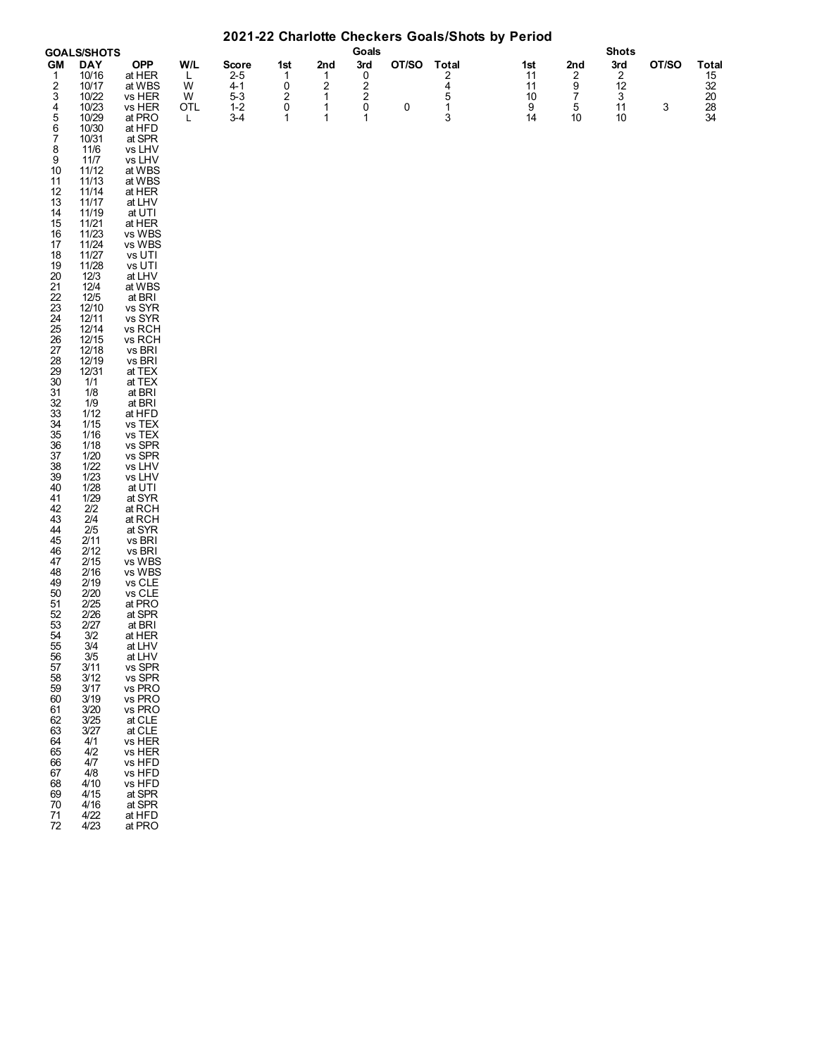# 2021-22 Charlotte Checkers Goals/Shots by Period

| GOALS/SHOTS | | | | | Goals | | | | | | Shots | | | | |
|---|---|---|---|---|---|---|---|---|---|---|---|---|---|---|---|
| GM | DAY | OPP | W/L | Score | 1st | 2nd | 3rd | OT/SO | Total | 1st | 2nd | 3rd | OT/SO | Total |
| 1 | 10/16 | at HER | L | 2-5 | 1 | 1 | 0 | | 2 | 11 | 2 | 2 | | 15 |
| 2 | 10/17 | at WBS | W | 4-1 | 0 | 2 | 2 | | 4 | 11 | 9 | 12 | | 32 |
| 3 | 10/22 | vs HER | W | 5-3 | 2 | 1 | 2 | | 5 | 10 | 7 | 3 | | 20 |
| 4 | 10/23 | vs HER | OTL | 1-2 | 0 | 1 | 0 | 0 | 1 | 9 | 5 | 11 | 3 | 28 |
| 5 | 10/29 | at PRO | L | 3-4 | 1 | 1 | 1 | | 3 | 14 | 10 | 10 | | 34 |
| 6 | 10/30 | at HFD | | | | | | | | | | | | |
| 7 | 10/31 | at SPR | | | | | | | | | | | | |
| 8 | 11/6 | vs LHV | | | | | | | | | | | | |
| 9 | 11/7 | vs LHV | | | | | | | | | | | | |
| 10 | 11/12 | at WBS | | | | | | | | | | | | |
| 11 | 11/13 | at WBS | | | | | | | | | | | | |
| 12 | 11/14 | at HER | | | | | | | | | | | | |
| 13 | 11/17 | at LHV | | | | | | | | | | | | |
| 14 | 11/19 | at UTI | | | | | | | | | | | | |
| 15 | 11/21 | at HER | | | | | | | | | | | | |
| 16 | 11/23 | vs WBS | | | | | | | | | | | | |
| 17 | 11/24 | vs WBS | | | | | | | | | | | | |
| 18 | 11/27 | vs UTI | | | | | | | | | | | | |
| 19 | 11/28 | vs UTI | | | | | | | | | | | | |
| 20 | 12/3 | at LHV | | | | | | | | | | | | |
| 21 | 12/4 | at WBS | | | | | | | | | | | | |
| 22 | 12/5 | at BRI | | | | | | | | | | | | |
| 23 | 12/10 | vs SYR | | | | | | | | | | | | |
| 24 | 12/11 | vs SYR | | | | | | | | | | | | |
| 25 | 12/14 | vs RCH | | | | | | | | | | | | |
| 26 | 12/15 | vs RCH | | | | | | | | | | | | |
| 27 | 12/18 | vs BRI | | | | | | | | | | | | |
| 28 | 12/19 | vs BRI | | | | | | | | | | | | |
| 29 | 12/31 | at TEX | | | | | | | | | | | | |
| 30 | 1/1 | at TEX | | | | | | | | | | | | |
| 31 | 1/8 | at BRI | | | | | | | | | | | | |
| 32 | 1/9 | at BRI | | | | | | | | | | | | |
| 33 | 1/12 | at HFD | | | | | | | | | | | | |
| 34 | 1/15 | vs TEX | | | | | | | | | | | | |
| 35 | 1/16 | vs TEX | | | | | | | | | | | | |
| 36 | 1/18 | vs SPR | | | | | | | | | | | | |
| 37 | 1/20 | vs SPR | | | | | | | | | | | | |
| 38 | 1/22 | vs LHV | | | | | | | | | | | | |
| 39 | 1/23 | vs LHV | | | | | | | | | | | | |
| 40 | 1/28 | at UTI | | | | | | | | | | | | |
| 41 | 1/29 | at SYR | | | | | | | | | | | | |
| 42 | 2/2 | at RCH | | | | | | | | | | | | |
| 43 | 2/4 | at RCH | | | | | | | | | | | | |
| 44 | 2/5 | at SYR | | | | | | | | | | | | |
| 45 | 2/11 | vs BRI | | | | | | | | | | | | |
| 46 | 2/12 | vs BRI | | | | | | | | | | | | |
| 47 | 2/15 | vs WBS | | | | | | | | | | | | |
| 48 | 2/16 | vs WBS | | | | | | | | | | | | |
| 49 | 2/19 | vs CLE | | | | | | | | | | | | |
| 50 | 2/20 | vs CLE | | | | | | | | | | | | |
| 51 | 2/25 | at PRO | | | | | | | | | | | | |
| 52 | 2/26 | at SPR | | | | | | | | | | | | |
| 53 | 2/27 | at BRI | | | | | | | | | | | | |
| 54 | 3/2 | at HER | | | | | | | | | | | | |
| 55 | 3/4 | at LHV | | | | | | | | | | | | |
| 56 | 3/5 | at LHV | | | | | | | | | | | | |
| 57 | 3/11 | vs SPR | | | | | | | | | | | | |
| 58 | 3/12 | vs SPR | | | | | | | | | | | | |
| 59 | 3/17 | vs PRO | | | | | | | | | | | | |
| 60 | 3/19 | vs PRO | | | | | | | | | | | | |
| 61 | 3/20 | vs PRO | | | | | | | | | | | | |
| 62 | 3/25 | at CLE | | | | | | | | | | | | |
| 63 | 3/27 | at CLE | | | | | | | | | | | | |
| 64 | 4/1 | vs HER | | | | | | | | | | | | |
| 65 | 4/2 | vs HER | | | | | | | | | | | | |
| 66 | 4/7 | vs HFD | | | | | | | | | | | | |
| 67 | 4/8 | vs HFD | | | | | | | | | | | | |
| 68 | 4/10 | vs HFD | | | | | | | | | | | | |
| 69 | 4/15 | at SPR | | | | | | | | | | | | |
| 70 | 4/16 | at SPR | | | | | | | | | | | | |
| 71 | 4/22 | at HFD | | | | | | | | | | | | |
| 72 | 4/23 | at PRO | | | | | | | | | | | | |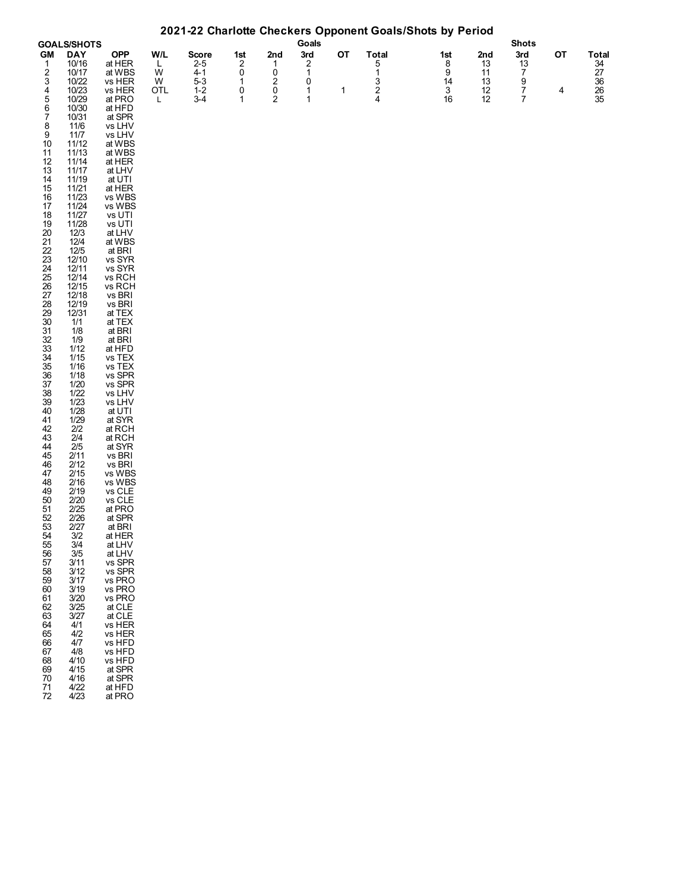# 2021-22 Charlotte Checkers Opponent Goals/Shots by Period

| GOALS/SHOTS | | | | | Goals | | | | | Shots | | | | |
|---|---|---|---|---|---|---|---|---|---|---|---|---|---|---|
| GM | DAY | OPP | W/L | Score | 1st | 2nd | 3rd | OT | Total | 1st | 2nd | 3rd | OT | Total |
| 1 | 10/16 | at HER | L | 2-5 | 2 | 1 | 2 | | 5 | 8 | 13 | 13 | | 34 |
| 2 | 10/17 | at WBS | W | 4-1 | 0 | 0 | 1 | | 1 | 9 | 11 | 7 | | 27 |
| 3 | 10/22 | vs HER | W | 5-3 | 1 | 2 | 0 | | 3 | 14 | 13 | 9 | | 36 |
| 4 | 10/23 | vs HER | OTL | 1-2 | 0 | 0 | 1 | 1 | 2 | 3 | 12 | 7 | 4 | 26 |
| 5 | 10/29 | at PRO | L | 3-4 | 1 | 2 | 1 | | 4 | 16 | 12 | 7 | | 35 |
| 6 | 10/30 | at HFD | | | | | | | | | | | | |
| 7 | 10/31 | at SPR | | | | | | | | | | | | |
| 8 | 11/6 | vs LHV | | | | | | | | | | | | |
| 9 | 11/7 | vs LHV | | | | | | | | | | | | |
| 10 | 11/12 | at WBS | | | | | | | | | | | | |
| 11 | 11/13 | at WBS | | | | | | | | | | | | |
| 12 | 11/14 | at HER | | | | | | | | | | | | |
| 13 | 11/17 | at LHV | | | | | | | | | | | | |
| 14 | 11/19 | at UTI | | | | | | | | | | | | |
| 15 | 11/21 | at HER | | | | | | | | | | | | |
| 16 | 11/23 | vs WBS | | | | | | | | | | | | |
| 17 | 11/24 | vs WBS | | | | | | | | | | | | |
| 18 | 11/27 | vs UTI | | | | | | | | | | | | |
| 19 | 11/28 | vs UTI | | | | | | | | | | | | |
| 20 | 12/3 | at LHV | | | | | | | | | | | | |
| 21 | 12/4 | at WBS | | | | | | | | | | | | |
| 22 | 12/5 | at BRI | | | | | | | | | | | | |
| 23 | 12/10 | vs SYR | | | | | | | | | | | | |
| 24 | 12/11 | vs SYR | | | | | | | | | | | | |
| 25 | 12/14 | vs RCH | | | | | | | | | | | | |
| 26 | 12/15 | vs RCH | | | | | | | | | | | | |
| 27 | 12/18 | vs BRI | | | | | | | | | | | | |
| 28 | 12/19 | vs BRI | | | | | | | | | | | | |
| 29 | 12/31 | at TEX | | | | | | | | | | | | |
| 30 | 1/1 | at TEX | | | | | | | | | | | | |
| 31 | 1/8 | at BRI | | | | | | | | | | | | |
| 32 | 1/9 | at BRI | | | | | | | | | | | | |
| 33 | 1/12 | at HFD | | | | | | | | | | | | |
| 34 | 1/15 | vs TEX | | | | | | | | | | | | |
| 35 | 1/16 | vs TEX | | | | | | | | | | | | |
| 36 | 1/18 | vs SPR | | | | | | | | | | | | |
| 37 | 1/20 | vs SPR | | | | | | | | | | | | |
| 38 | 1/22 | vs LHV | | | | | | | | | | | | |
| 39 | 1/23 | vs LHV | | | | | | | | | | | | |
| 40 | 1/28 | at UTI | | | | | | | | | | | | |
| 41 | 1/29 | at SYR | | | | | | | | | | | | |
| 42 | 2/2 | at RCH | | | | | | | | | | | | |
| 43 | 2/4 | at RCH | | | | | | | | | | | | |
| 44 | 2/5 | at SYR | | | | | | | | | | | | |
| 45 | 2/11 | vs BRI | | | | | | | | | | | | |
| 46 | 2/12 | vs BRI | | | | | | | | | | | | |
| 47 | 2/15 | vs WBS | | | | | | | | | | | | |
| 48 | 2/16 | vs WBS | | | | | | | | | | | | |
| 49 | 2/19 | vs CLE | | | | | | | | | | | | |
| 50 | 2/20 | vs CLE | | | | | | | | | | | | |
| 51 | 2/25 | at PRO | | | | | | | | | | | | |
| 52 | 2/26 | at SPR | | | | | | | | | | | | |
| 53 | 2/27 | at BRI | | | | | | | | | | | | |
| 54 | 3/2 | at HER | | | | | | | | | | | | |
| 55 | 3/4 | at LHV | | | | | | | | | | | | |
| 56 | 3/5 | at LHV | | | | | | | | | | | | |
| 57 | 3/11 | vs SPR | | | | | | | | | | | | |
| 58 | 3/12 | vs SPR | | | | | | | | | | | | |
| 59 | 3/17 | vs PRO | | | | | | | | | | | | |
| 60 | 3/19 | vs PRO | | | | | | | | | | | | |
| 61 | 3/20 | vs PRO | | | | | | | | | | | | |
| 62 | 3/25 | at CLE | | | | | | | | | | | | |
| 63 | 3/27 | at CLE | | | | | | | | | | | | |
| 64 | 4/1 | vs HER | | | | | | | | | | | | |
| 65 | 4/2 | vs HER | | | | | | | | | | | | |
| 66 | 4/7 | vs HFD | | | | | | | | | | | | |
| 67 | 4/8 | vs HFD | | | | | | | | | | | | |
| 68 | 4/10 | vs HFD | | | | | | | | | | | | |
| 69 | 4/15 | at SPR | | | | | | | | | | | | |
| 70 | 4/16 | at SPR | | | | | | | | | | | | |
| 71 | 4/22 | at HFD | | | | | | | | | | | | |
| 72 | 4/23 | at PRO | | | | | | | | | | | | |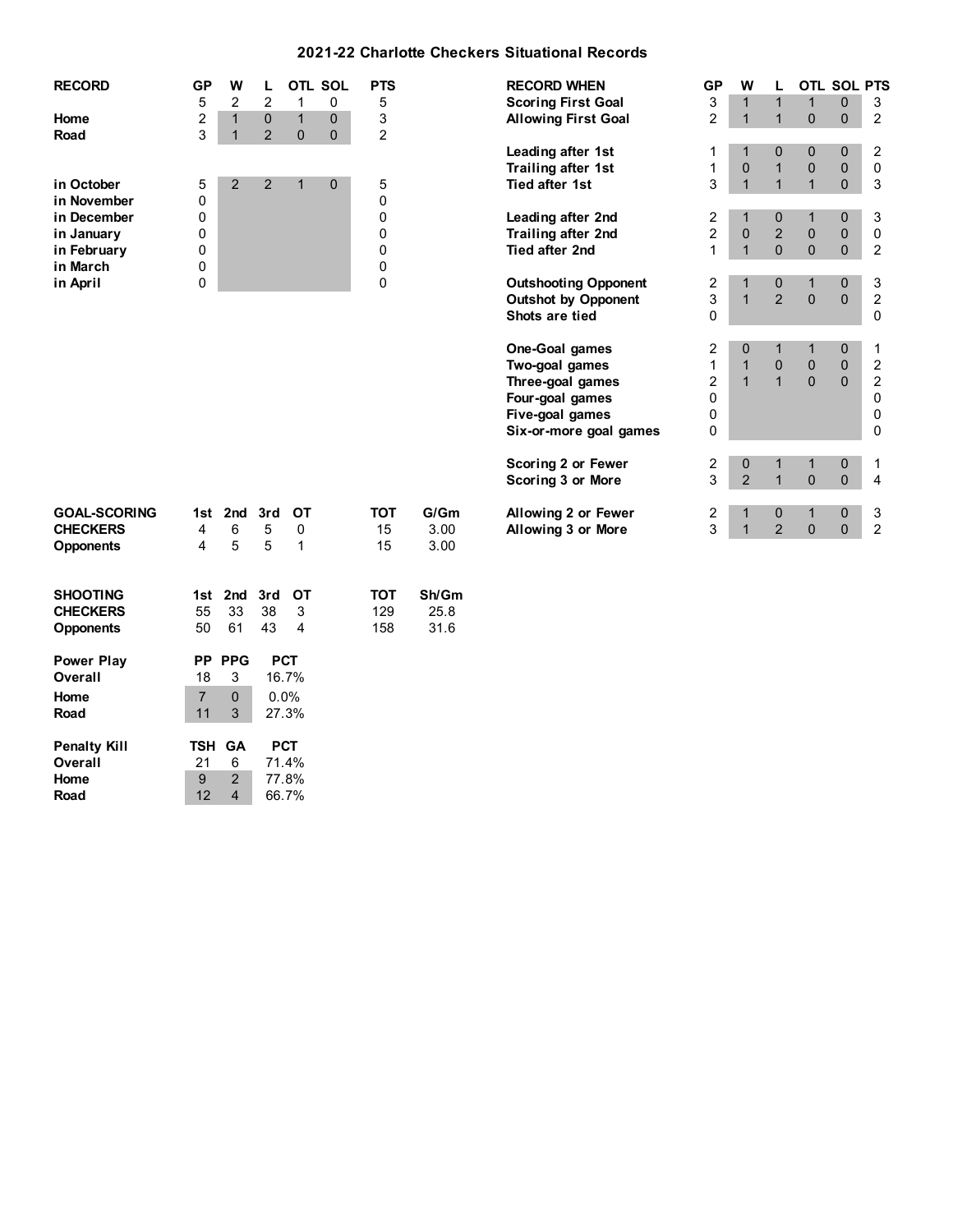# 2021-22 Charlotte Checkers Situational Records

| RECORD | GP | W | L | OTL | SOL | PTS |
|---|---|---|---|---|---|---|
| | 5 | 2 | 2 | 1 | 0 | 5 |
| Home | 2 | 1 | 0 | 1 | 0 | 3 |
| Road | 3 | 1 | 2 | 0 | 0 | 2 |
| in October | 5 | 2 | 2 | 1 | 0 | 5 |
| in November | 0 | | | | | 0 |
| in December | 0 | | | | | 0 |
| in January | 0 | | | | | 0 |
| in February | 0 | | | | | 0 |
| in March | 0 | | | | | 0 |
| in April | 0 | | | | | 0 |

| GOAL-SCORING | 1st | 2nd | 3rd | OT | TOT | G/Gm |
|---|---|---|---|---|---|---|
| CHECKERS | 4 | 6 | 5 | 0 | 15 | 3.00 |
| Opponents | 4 | 5 | 5 | 1 | 15 | 3.00 |

| SHOOTING | 1st | 2nd | 3rd | OT | TOT | Sh/Gm |
|---|---|---|---|---|---|---|
| CHECKERS | 55 | 33 | 38 | 3 | 129 | 25.8 |
| Opponents | 50 | 61 | 43 | 4 | 158 | 31.6 |

| Power Play | PP | PPG | PCT |
|---|---|---|---|
| Overall | 18 | 3 | 16.7% |
| Home | 7 | 0 | 0.0% |
| Road | 11 | 3 | 27.3% |

| Penalty Kill | TSH | GA | PCT |
|---|---|---|---|
| Overall | 21 | 6 | 71.4% |
| Home | 9 | 2 | 77.8% |
| Road | 12 | 4 | 66.7% |

| RECORD WHEN | GP | W | L | OTL | SOL | PTS |
|---|---|---|---|---|---|---|
| Scoring First Goal | 3 | 1 | 1 | 1 | 0 | 3 |
| Allowing First Goal | 2 | 1 | 1 | 0 | 0 | 2 |
| Leading after 1st | 1 | 1 | 0 | 0 | 0 | 2 |
| Trailing after 1st | 1 | 0 | 1 | 0 | 0 | 0 |
| Tied after 1st | 3 | 1 | 1 | 1 | 0 | 3 |
| Leading after 2nd | 2 | 1 | 0 | 1 | 0 | 3 |
| Trailing after 2nd | 2 | 0 | 2 | 0 | 0 | 0 |
| Tied after 2nd | 1 | 1 | 0 | 0 | 0 | 2 |
| Outshooting Opponent | 2 | 1 | 0 | 1 | 0 | 3 |
| Outshot by Opponent | 3 | 1 | 2 | 0 | 0 | 2 |
| Shots are tied | 0 | | | | | 0 |
| One-Goal games | 2 | 0 | 1 | 1 | 0 | 1 |
| Two-goal games | 1 | 1 | 0 | 0 | 0 | 2 |
| Three-goal games | 2 | 1 | 1 | 0 | 0 | 2 |
| Four-goal games | 0 | | | | | 0 |
| Five-goal games | 0 | | | | | 0 |
| Six-or-more goal games | 0 | | | | | 0 |
| Scoring 2 or Fewer | 2 | 0 | 1 | 1 | 0 | 1 |
| Scoring 3 or More | 3 | 2 | 1 | 0 | 0 | 4 |
| Allowing 2 or Fewer | 2 | 1 | 0 | 1 | 0 | 3 |
| Allowing 3 or More | 3 | 1 | 2 | 0 | 0 | 2 |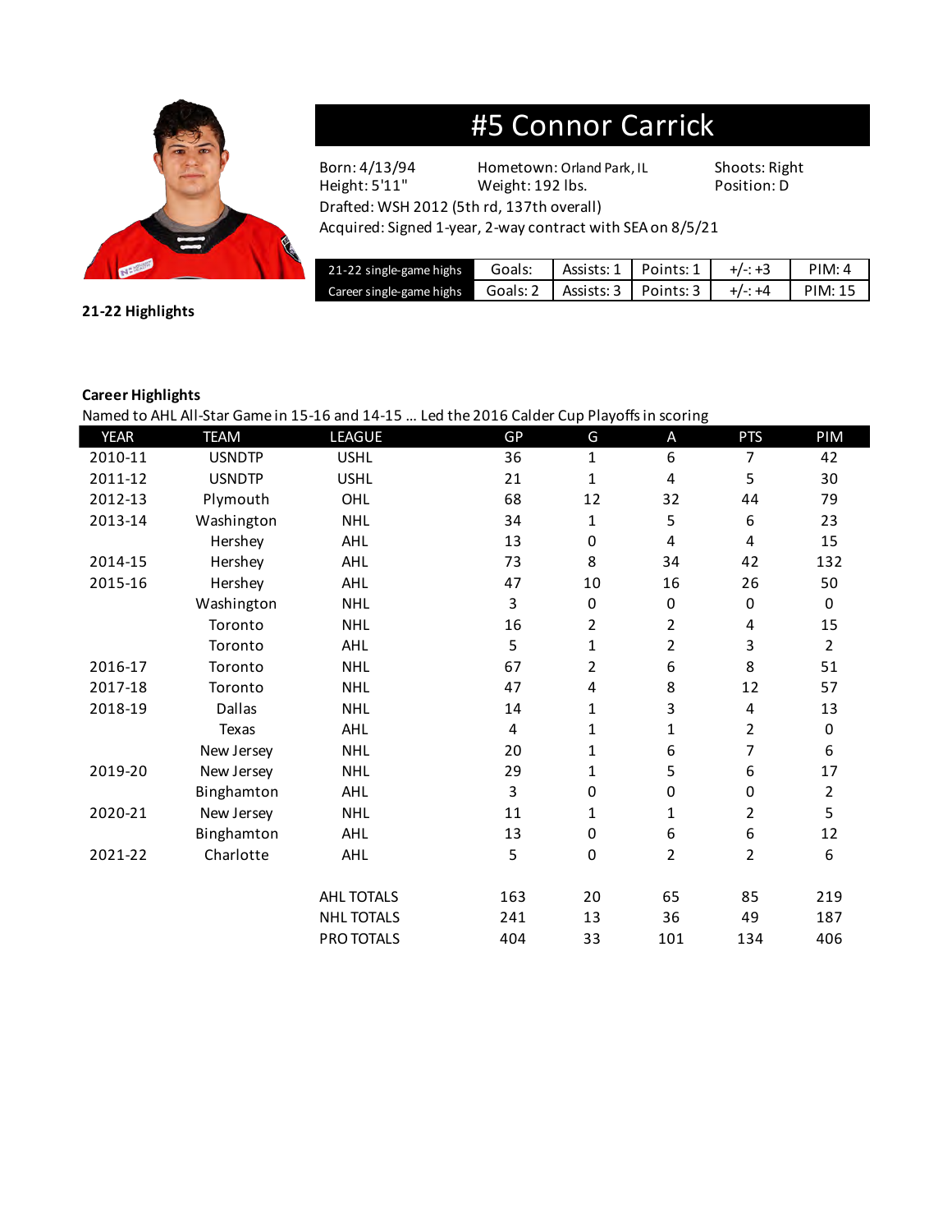# #5 Connor Carrick

Born: 4/13/94 | Hometown: Orland Park, IL | Shoots: Right
Height: 5'11" | Weight: 192 lbs. | Position: D

Drafted: WSH 2012 (5th rd, 137th overall)
Acquired: Signed 1-year, 2-way contract with SEA on 8/5/21

| | | | | | |
|---|---|---|---|---|---|
| 21-22 single-game highs | Goals: | Assists: 1 | Points: 1 | +/-: +3 | PIM: 4 |
| Career single-game highs | Goals: 2 | Assists: 3 | Points: 3 | +/-: +4 | PIM: 15 |

**21-22 Highlights**

**Career Highlights**

Named to AHL All-Star Game in 15-16 and 14-15 ... Led the 2016 Calder Cup Playoffs in scoring

| YEAR | TEAM | LEAGUE | GP | G | A | PTS | PIM |
|---|---|---|---|---|---|---|---|
| 2010-11 | USNDTP | USHL | 36 | 1 | 6 | 7 | 42 |
| 2011-12 | USNDTP | USHL | 21 | 1 | 4 | 5 | 30 |
| 2012-13 | Plymouth | OHL | 68 | 12 | 32 | 44 | 79 |
| 2013-14 | Washington | NHL | 34 | 1 | 5 | 6 | 23 |
| | Hershey | AHL | 13 | 0 | 4 | 4 | 15 |
| 2014-15 | Hershey | AHL | 73 | 8 | 34 | 42 | 132 |
| 2015-16 | Hershey | AHL | 47 | 10 | 16 | 26 | 50 |
| | Washington | NHL | 3 | 0 | 0 | 0 | 0 |
| | Toronto | NHL | 16 | 2 | 2 | 4 | 15 |
| | Toronto | AHL | 5 | 1 | 2 | 3 | 2 |
| 2016-17 | Toronto | NHL | 67 | 2 | 6 | 8 | 51 |
| 2017-18 | Toronto | NHL | 47 | 4 | 8 | 12 | 57 |
| 2018-19 | Dallas | NHL | 14 | 1 | 3 | 4 | 13 |
| | Texas | AHL | 4 | 1 | 1 | 2 | 0 |
| | New Jersey | NHL | 20 | 1 | 6 | 7 | 6 |
| 2019-20 | New Jersey | NHL | 29 | 1 | 5 | 6 | 17 |
| | Binghamton | AHL | 3 | 0 | 0 | 0 | 2 |
| 2020-21 | New Jersey | NHL | 11 | 1 | 1 | 2 | 5 |
| | Binghamton | AHL | 13 | 0 | 6 | 6 | 12 |
| 2021-22 | Charlotte | AHL | 5 | 0 | 2 | 2 | 6 |
| | | | | | | | |
| | | AHL TOTALS | 163 | 20 | 65 | 85 | 219 |
| | | NHL TOTALS | 241 | 13 | 36 | 49 | 187 |
| | | PRO TOTALS | 404 | 33 | 101 | 134 | 406 |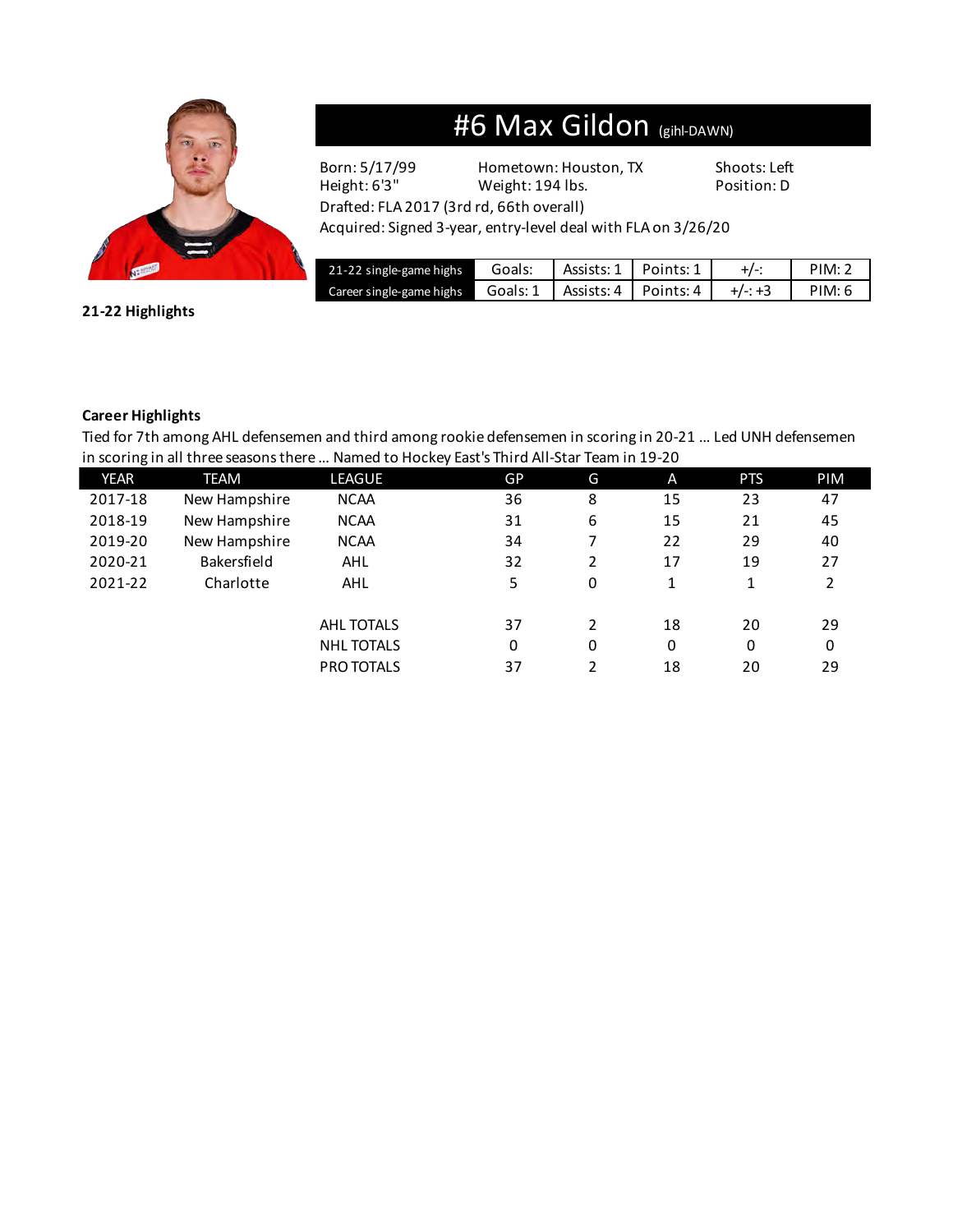# #6 Max Gildon (gihl-DAWN)

Born: 5/17/99 | Hometown: Houston, TX | Shoots: Left
Height: 6'3" | Weight: 194 lbs. | Position: D

Drafted: FLA 2017 (3rd rd, 66th overall)

Acquired: Signed 3-year, entry-level deal with FLA on 3/26/20

| | | | | | |
|---|---|---|---|---|---|
| 21-22 single-game highs | Goals: | Assists: 1 | Points: 1 | +/-: | PIM: 2 |
| Career single-game highs | Goals: 1 | Assists: 4 | Points: 4 | +/-: +3 | PIM: 6 |

**21-22 Highlights**

**Career Highlights**

Tied for 7th among AHL defensemen and third among rookie defensemen in scoring in 20-21 ... Led UNH defensemen in scoring in all three seasons there ... Named to Hockey East's Third All-Star Team in 19-20

| YEAR | TEAM | LEAGUE | GP | G | A | PTS | PIM |
|---|---|---|---|---|---|---|---|
| 2017-18 | New Hampshire | NCAA | 36 | 8 | 15 | 23 | 47 |
| 2018-19 | New Hampshire | NCAA | 31 | 6 | 15 | 21 | 45 |
| 2019-20 | New Hampshire | NCAA | 34 | 7 | 22 | 29 | 40 |
| 2020-21 | Bakersfield | AHL | 32 | 2 | 17 | 19 | 27 |
| 2021-22 | Charlotte | AHL | 5 | 0 | 1 | 1 | 2 |
| | | | | | | | |
| | | AHL TOTALS | 37 | 2 | 18 | 20 | 29 |
| | | NHL TOTALS | 0 | 0 | 0 | 0 | 0 |
| | | PRO TOTALS | 37 | 2 | 18 | 20 | 29 |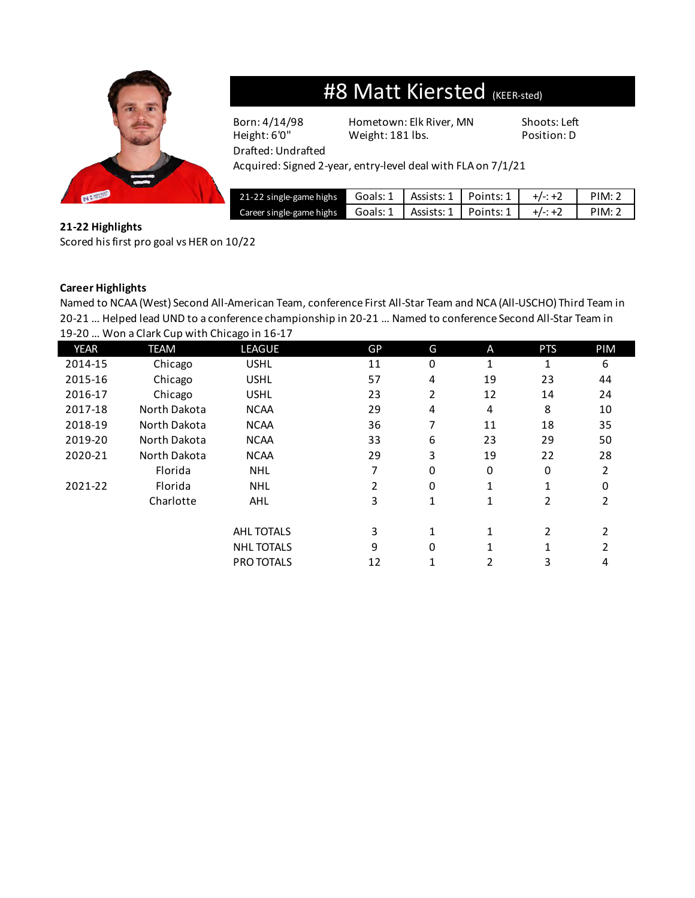# #8 Matt Kiersted (KEER-sted)

Born: 4/14/98
Height: 6'0"
Drafted: Undrafted
Acquired: Signed 2-year, entry-level deal with FLA on 7/1/21

Hometown: Elk River, MN
Weight: 181 lbs.

Shoots: Left
Position: D

| | | | | | |
|---|---|---|---|---|---|
| 21-22 single-game highs | Goals: 1 | Assists: 1 | Points: 1 | +/-: +2 | PIM: 2 |
| Career single-game highs | Goals: 1 | Assists: 1 | Points: 1 | +/-: +2 | PIM: 2 |

**21-22 Highlights**

Scored his first pro goal vs HER on 10/22

**Career Highlights**

Named to NCAA (West) Second All-American Team, conference First All-Star Team and NCA (All-USCHO) Third Team in 20-21 … Helped lead UND to a conference championship in 20-21 … Named to conference Second All-Star Team in 19-20 … Won a Clark Cup with Chicago in 16-17

| YEAR | TEAM | LEAGUE | GP | G | A | PTS | PIM |
|---|---|---|---|---|---|---|---|
| 2014-15 | Chicago | USHL | 11 | 0 | 1 | 1 | 6 |
| 2015-16 | Chicago | USHL | 57 | 4 | 19 | 23 | 44 |
| 2016-17 | Chicago | USHL | 23 | 2 | 12 | 14 | 24 |
| 2017-18 | North Dakota | NCAA | 29 | 4 | 4 | 8 | 10 |
| 2018-19 | North Dakota | NCAA | 36 | 7 | 11 | 18 | 35 |
| 2019-20 | North Dakota | NCAA | 33 | 6 | 23 | 29 | 50 |
| 2020-21 | North Dakota | NCAA | 29 | 3 | 19 | 22 | 28 |
| | Florida | NHL | 7 | 0 | 0 | 0 | 2 |
| 2021-22 | Florida | NHL | 2 | 0 | 1 | 1 | 0 |
| | Charlotte | AHL | 3 | 1 | 1 | 2 | 2 |
| | | | | | | | |
| | | AHL TOTALS | 3 | 1 | 1 | 2 | 2 |
| | | NHL TOTALS | 9 | 0 | 1 | 1 | 2 |
| | | PRO TOTALS | 12 | 1 | 2 | 3 | 4 |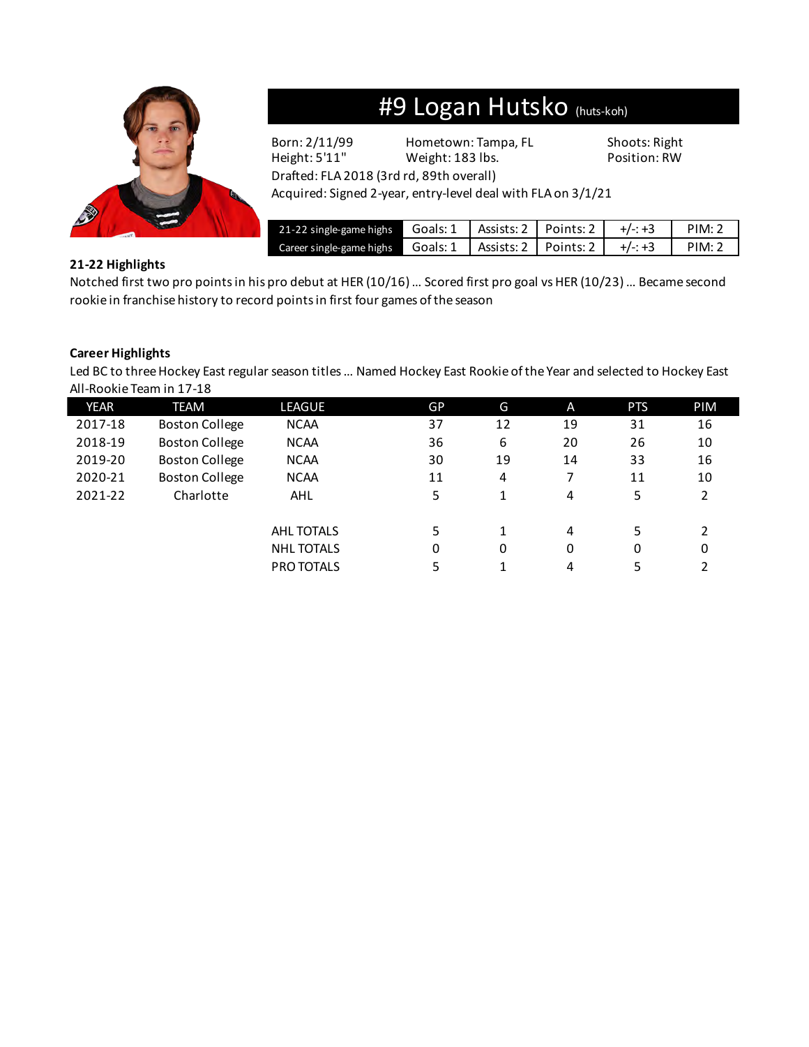# #9 Logan Hutsko (huts-koh)

Born: 2/11/99 | Hometown: Tampa, FL | Shoots: Right
Height: 5'11" | Weight: 183 lbs. | Position: RW

Drafted: FLA 2018 (3rd rd, 89th overall)

Acquired: Signed 2-year, entry-level deal with FLA on 3/1/21

| | | | | | |
|---|---|---|---|---|---|
| 21-22 single-game highs | Goals: 1 | Assists: 2 | Points: 2 | +/-: +3 | PIM: 2 |
| Career single-game highs | Goals: 1 | Assists: 2 | Points: 2 | +/-: +3 | PIM: 2 |

**21-22 Highlights**

Notched first two pro points in his pro debut at HER (10/16) ... Scored first pro goal vs HER (10/23) ... Became second rookie in franchise history to record points in first four games of the season

**Career Highlights**

Led BC to three Hockey East regular season titles ... Named Hockey East Rookie of the Year and selected to Hockey East All-Rookie Team in 17-18

| YEAR | TEAM | LEAGUE | GP | G | A | PTS | PIM |
|---|---|---|---|---|---|---|---|
| 2017-18 | Boston College | NCAA | 37 | 12 | 19 | 31 | 16 |
| 2018-19 | Boston College | NCAA | 36 | 6 | 20 | 26 | 10 |
| 2019-20 | Boston College | NCAA | 30 | 19 | 14 | 33 | 16 |
| 2020-21 | Boston College | NCAA | 11 | 4 | 7 | 11 | 10 |
| 2021-22 | Charlotte | AHL | 5 | 1 | 4 | 5 | 2 |
| | | | | | | | |
| | | AHL TOTALS | 5 | 1 | 4 | 5 | 2 |
| | | NHL TOTALS | 0 | 0 | 0 | 0 | 0 |
| | | PRO TOTALS | 5 | 1 | 4 | 5 | 2 |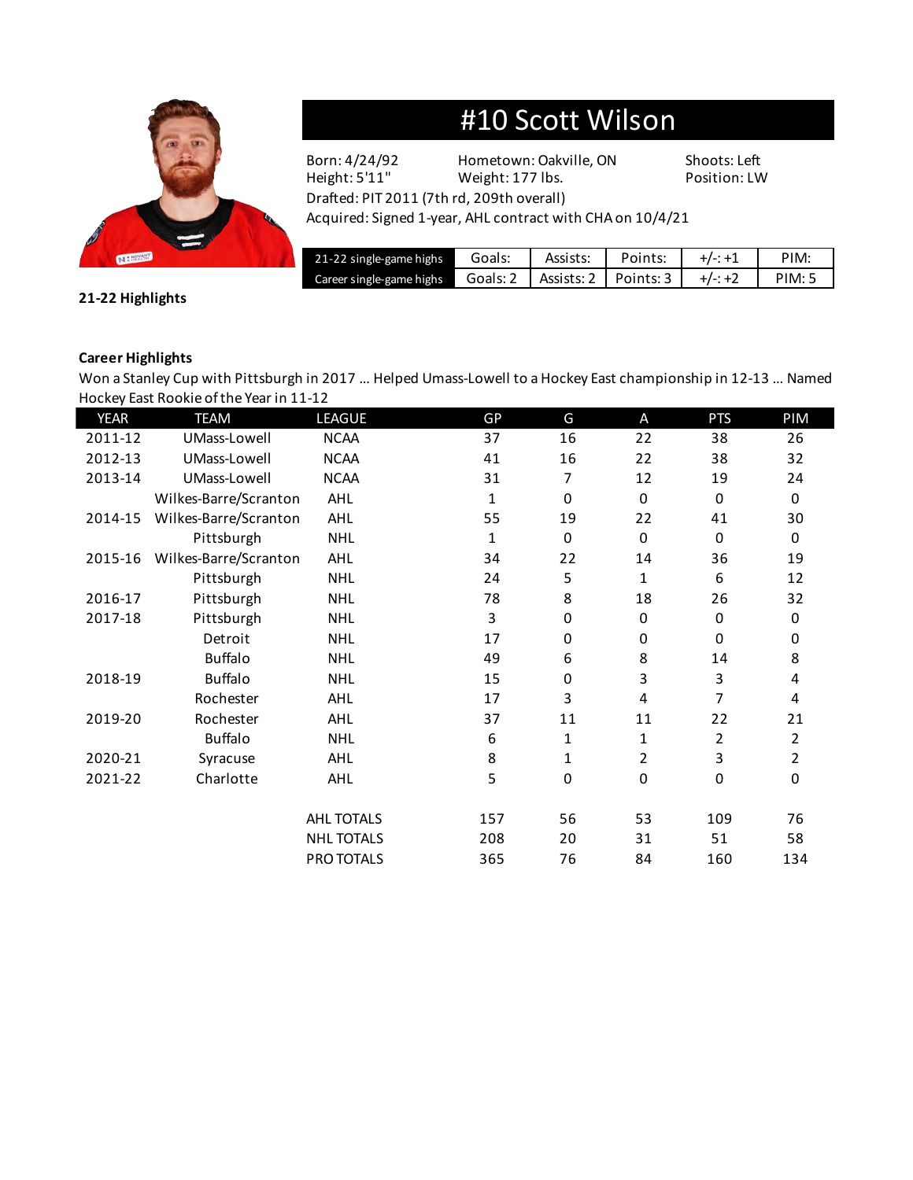# #10 Scott Wilson

Born: 4/24/92　　Hometown: Oakville, ON　　Shoots: Left
Height: 5'11"　　Weight: 177 lbs.　　Position: LW
Drafted: PIT 2011 (7th rd, 209th overall)
Acquired: Signed 1-year, AHL contract with CHA on 10/4/21

| | | | | | |
|---|---|---|---|---|---|
| 21-22 single-game highs | Goals: | Assists: | Points: | +/-: +1 | PIM: |
| Career single-game highs | Goals: 2 | Assists: 2 | Points: 3 | +/-: +2 | PIM: 5 |

**21-22 Highlights**

**Career Highlights**
Won a Stanley Cup with Pittsburgh in 2017 ... Helped Umass-Lowell to a Hockey East championship in 12-13 ... Named Hockey East Rookie of the Year in 11-12

| YEAR | TEAM | LEAGUE | GP | G | A | PTS | PIM |
|---|---|---|---|---|---|---|---|
| 2011-12 | UMass-Lowell | NCAA | 37 | 16 | 22 | 38 | 26 |
| 2012-13 | UMass-Lowell | NCAA | 41 | 16 | 22 | 38 | 32 |
| 2013-14 | UMass-Lowell | NCAA | 31 | 7 | 12 | 19 | 24 |
| | Wilkes-Barre/Scranton | AHL | 1 | 0 | 0 | 0 | 0 |
| 2014-15 | Wilkes-Barre/Scranton | AHL | 55 | 19 | 22 | 41 | 30 |
| | Pittsburgh | NHL | 1 | 0 | 0 | 0 | 0 |
| 2015-16 | Wilkes-Barre/Scranton | AHL | 34 | 22 | 14 | 36 | 19 |
| | Pittsburgh | NHL | 24 | 5 | 1 | 6 | 12 |
| 2016-17 | Pittsburgh | NHL | 78 | 8 | 18 | 26 | 32 |
| 2017-18 | Pittsburgh | NHL | 3 | 0 | 0 | 0 | 0 |
| | Detroit | NHL | 17 | 0 | 0 | 0 | 0 |
| | Buffalo | NHL | 49 | 6 | 8 | 14 | 8 |
| 2018-19 | Buffalo | NHL | 15 | 0 | 3 | 3 | 4 |
| | Rochester | AHL | 17 | 3 | 4 | 7 | 4 |
| 2019-20 | Rochester | AHL | 37 | 11 | 11 | 22 | 21 |
| | Buffalo | NHL | 6 | 1 | 1 | 2 | 2 |
| 2020-21 | Syracuse | AHL | 8 | 1 | 2 | 3 | 2 |
| 2021-22 | Charlotte | AHL | 5 | 0 | 0 | 0 | 0 |
| | | | | | | | |
| | | AHL TOTALS | 157 | 56 | 53 | 109 | 76 |
| | | NHL TOTALS | 208 | 20 | 31 | 51 | 58 |
| | | PRO TOTALS | 365 | 76 | 84 | 160 | 134 |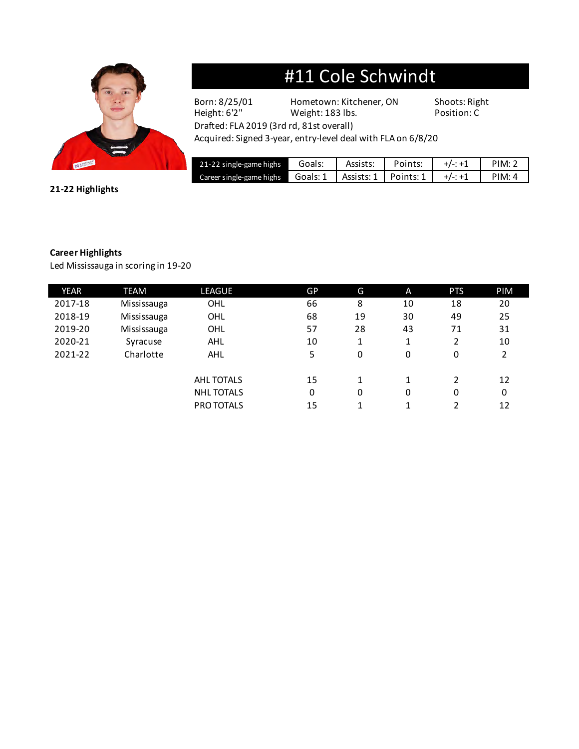# #11 Cole Schwindt

Born: 8/25/01
Height: 6'2"
Hometown: Kitchener, ON
Weight: 183 lbs.
Shoots: Right
Position: C
Drafted: FLA 2019 (3rd rd, 81st overall)
Acquired: Signed 3-year, entry-level deal with FLA on 6/8/20

| | | | | | |
|---|---|---|---|---|---|
| 21-22 single-game highs | Goals: | Assists: | Points: | +/-: +1 | PIM: 2 |
| Career single-game highs | Goals: 1 | Assists: 1 | Points: 1 | +/-: +1 | PIM: 4 |

**21-22 Highlights**

**Career Highlights**
Led Mississauga in scoring in 19-20

| YEAR | TEAM | LEAGUE | GP | G | A | PTS | PIM |
|---|---|---|---|---|---|---|---|
| 2017-18 | Mississauga | OHL | 66 | 8 | 10 | 18 | 20 |
| 2018-19 | Mississauga | OHL | 68 | 19 | 30 | 49 | 25 |
| 2019-20 | Mississauga | OHL | 57 | 28 | 43 | 71 | 31 |
| 2020-21 | Syracuse | AHL | 10 | 1 | 1 | 2 | 10 |
| 2021-22 | Charlotte | AHL | 5 | 0 | 0 | 0 | 2 |
| | | | | | | | |
| | | AHL TOTALS | 15 | 1 | 1 | 2 | 12 |
| | | NHL TOTALS | 0 | 0 | 0 | 0 | 0 |
| | | PRO TOTALS | 15 | 1 | 1 | 2 | 12 |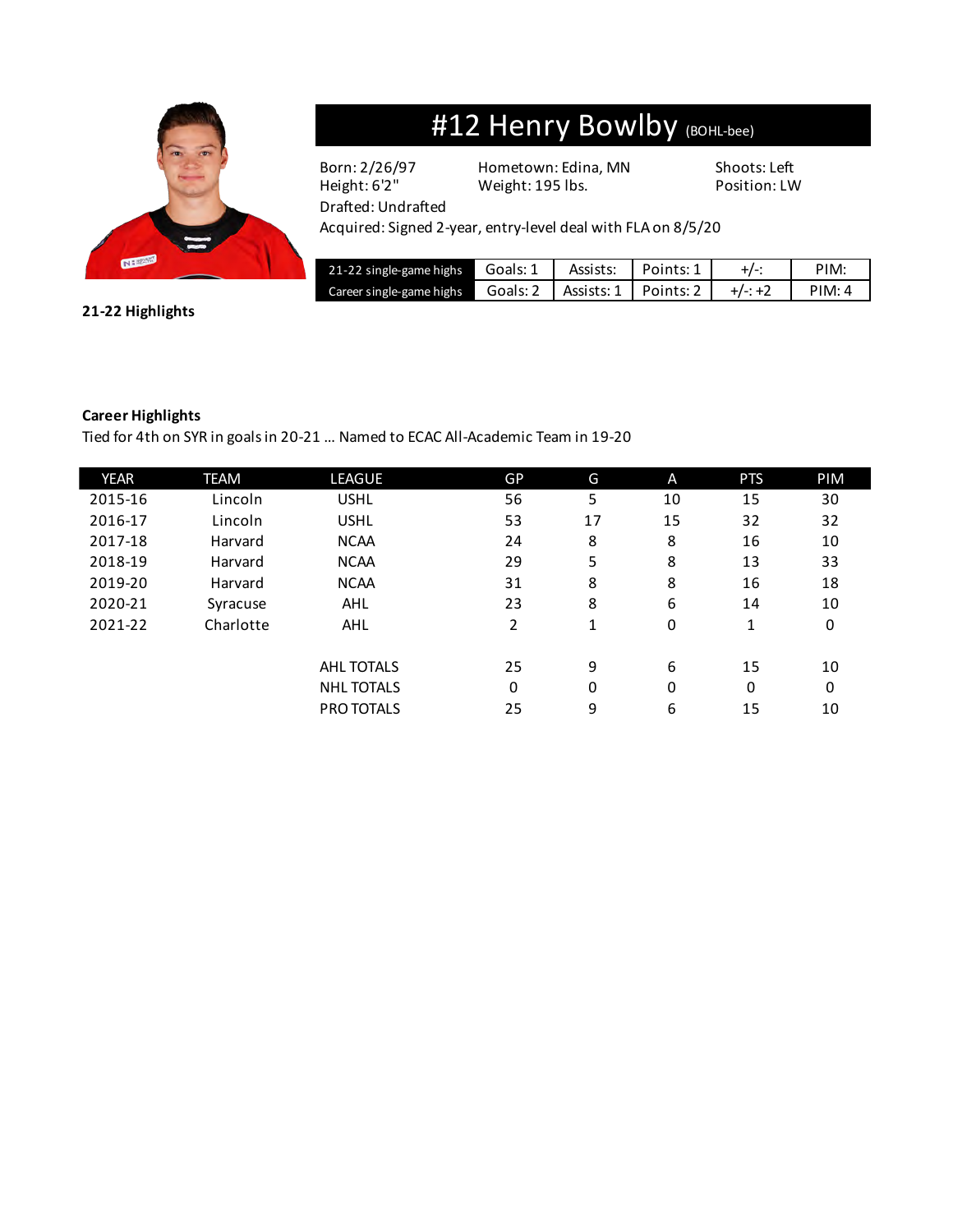# #12 Henry Bowlby (BOHL-bee)

Born: 2/26/97
Height: 6'2"
Drafted: Undrafted
Hometown: Edina, MN
Weight: 195 lbs.
Shoots: Left
Position: LW
Acquired: Signed 2-year, entry-level deal with FLA on 8/5/20

| | | | | | |
|---|---|---|---|---|---|
| 21-22 single-game highs | Goals: 1 | Assists: | Points: 1 | +/-: | PIM: |
| Career single-game highs | Goals: 2 | Assists: 1 | Points: 2 | +/-: +2 | PIM: 4 |

**21-22 Highlights**

**Career Highlights**

Tied for 4th on SYR in goals in 20-21 ... Named to ECAC All-Academic Team in 19-20

| YEAR | TEAM | LEAGUE | GP | G | A | PTS | PIM |
|---|---|---|---|---|---|---|---|
| 2015-16 | Lincoln | USHL | 56 | 5 | 10 | 15 | 30 |
| 2016-17 | Lincoln | USHL | 53 | 17 | 15 | 32 | 32 |
| 2017-18 | Harvard | NCAA | 24 | 8 | 8 | 16 | 10 |
| 2018-19 | Harvard | NCAA | 29 | 5 | 8 | 13 | 33 |
| 2019-20 | Harvard | NCAA | 31 | 8 | 8 | 16 | 18 |
| 2020-21 | Syracuse | AHL | 23 | 8 | 6 | 14 | 10 |
| 2021-22 | Charlotte | AHL | 2 | 1 | 0 | 1 | 0 |
| | | AHL TOTALS | 25 | 9 | 6 | 15 | 10 |
| | | NHL TOTALS | 0 | 0 | 0 | 0 | 0 |
| | | PRO TOTALS | 25 | 9 | 6 | 15 | 10 |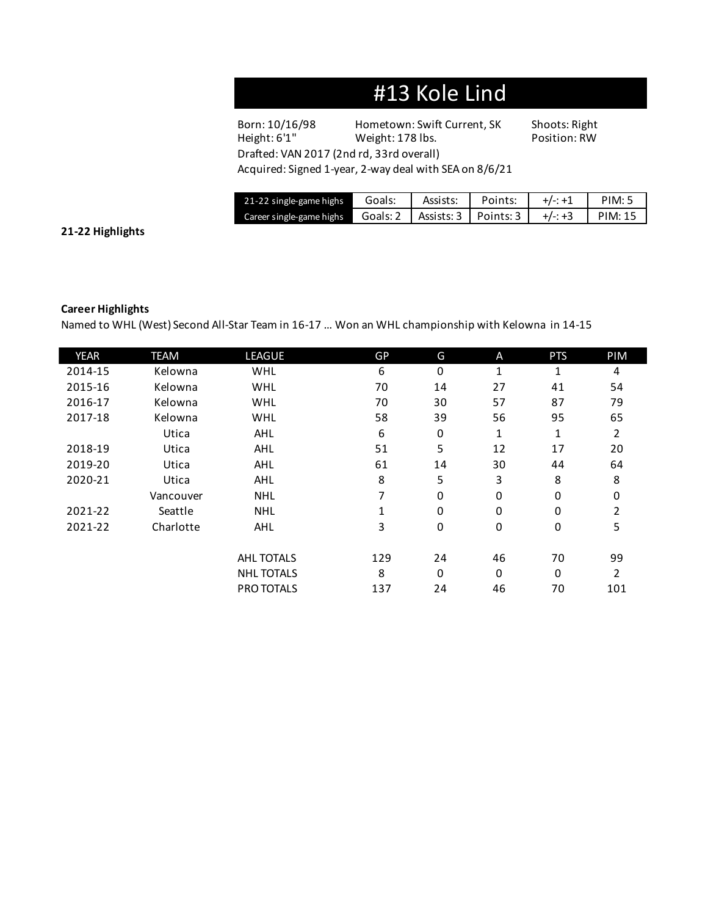# #13 Kole Lind

Born: 10/16/98 Hometown: Swift Current, SK Shoots: Right
Height: 6'1" Weight: 178 lbs. Position: RW
Drafted: VAN 2017 (2nd rd, 33rd overall)
Acquired: Signed 1-year, 2-way deal with SEA on 8/6/21

| | | | | | |
|---|---|---|---|---|---|
| 21-22 single-game highs | Goals: | Assists: | Points: | +/-: +1 | PIM: 5 |
| Career single-game highs | Goals: 2 | Assists: 3 | Points: 3 | +/-: +3 | PIM: 15 |

**21-22 Highlights**

**Career Highlights**
Named to WHL (West) Second All-Star Team in 16-17 ... Won an WHL championship with Kelowna in 14-15

| YEAR | TEAM | LEAGUE | GP | G | A | PTS | PIM |
|---|---|---|---|---|---|---|---|
| 2014-15 | Kelowna | WHL | 6 | 0 | 1 | 1 | 4 |
| 2015-16 | Kelowna | WHL | 70 | 14 | 27 | 41 | 54 |
| 2016-17 | Kelowna | WHL | 70 | 30 | 57 | 87 | 79 |
| 2017-18 | Kelowna | WHL | 58 | 39 | 56 | 95 | 65 |
| | Utica | AHL | 6 | 0 | 1 | 1 | 2 |
| 2018-19 | Utica | AHL | 51 | 5 | 12 | 17 | 20 |
| 2019-20 | Utica | AHL | 61 | 14 | 30 | 44 | 64 |
| 2020-21 | Utica | AHL | 8 | 5 | 3 | 8 | 8 |
| | Vancouver | NHL | 7 | 0 | 0 | 0 | 0 |
| 2021-22 | Seattle | NHL | 1 | 0 | 0 | 0 | 2 |
| 2021-22 | Charlotte | AHL | 3 | 0 | 0 | 0 | 5 |
| | | AHL TOTALS | 129 | 24 | 46 | 70 | 99 |
| | | NHL TOTALS | 8 | 0 | 0 | 0 | 2 |
| | | PRO TOTALS | 137 | 24 | 46 | 70 | 101 |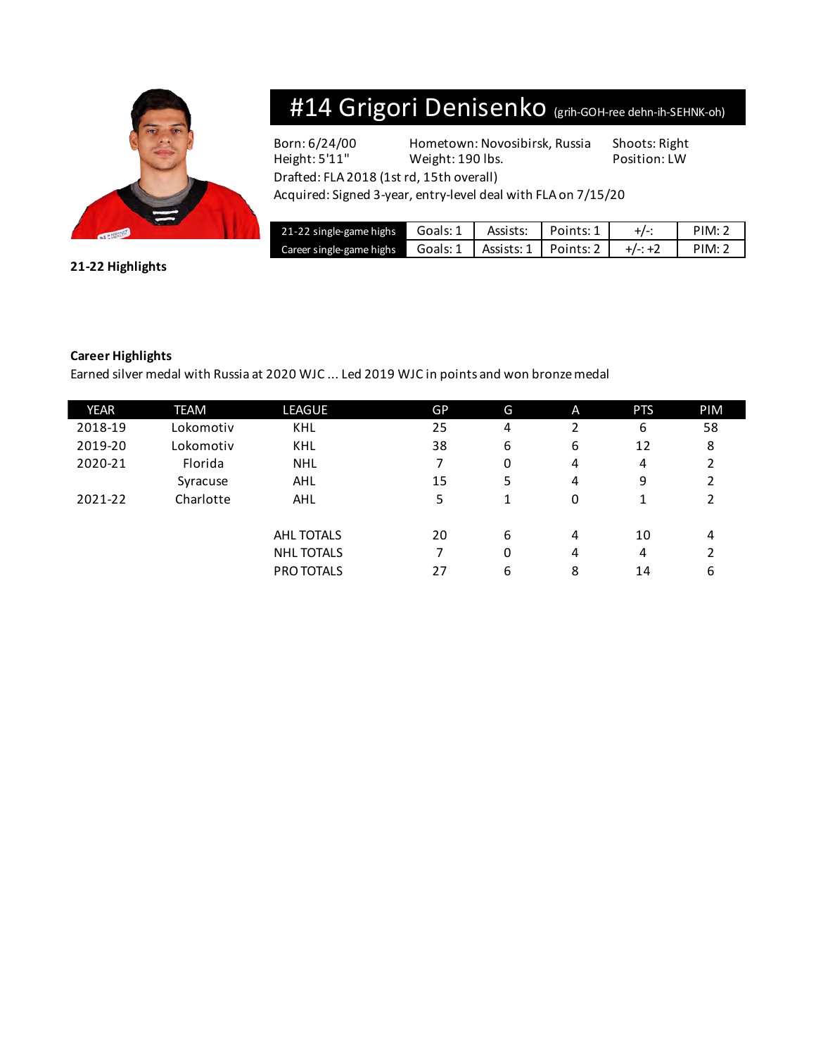# #14 Grigori Denisenko (grih-GOH-ree dehn-ih-SEHNK-oh)

Born: 6/24/00 Hometown: Novosibirsk, Russia Shoots: Right
Height: 5'11" Weight: 190 lbs. Position: LW
Drafted: FLA 2018 (1st rd, 15th overall)
Acquired: Signed 3-year, entry-level deal with FLA on 7/15/20

| | | | | | |
|---|---|---|---|---|---|
| 21-22 single-game highs | Goals: 1 | Assists: | Points: 1 | +/-: | PIM: 2 |
| Career single-game highs | Goals: 1 | Assists: 1 | Points: 2 | +/-: +2 | PIM: 2 |

**21-22 Highlights**

**Career Highlights**
Earned silver medal with Russia at 2020 WJC ... Led 2019 WJC in points and won bronze medal

| YEAR | TEAM | LEAGUE | GP | G | A | PTS | PIM |
|---|---|---|---|---|---|---|---|
| 2018-19 | Lokomotiv | KHL | 25 | 4 | 2 | 6 | 58 |
| 2019-20 | Lokomotiv | KHL | 38 | 6 | 6 | 12 | 8 |
| 2020-21 | Florida | NHL | 7 | 0 | 4 | 4 | 2 |
| | Syracuse | AHL | 15 | 5 | 4 | 9 | 2 |
| 2021-22 | Charlotte | AHL | 5 | 1 | 0 | 1 | 2 |
| | | | | | | | |
| | | AHL TOTALS | 20 | 6 | 4 | 10 | 4 |
| | | NHL TOTALS | 7 | 0 | 4 | 4 | 2 |
| | | PRO TOTALS | 27 | 6 | 8 | 14 | 6 |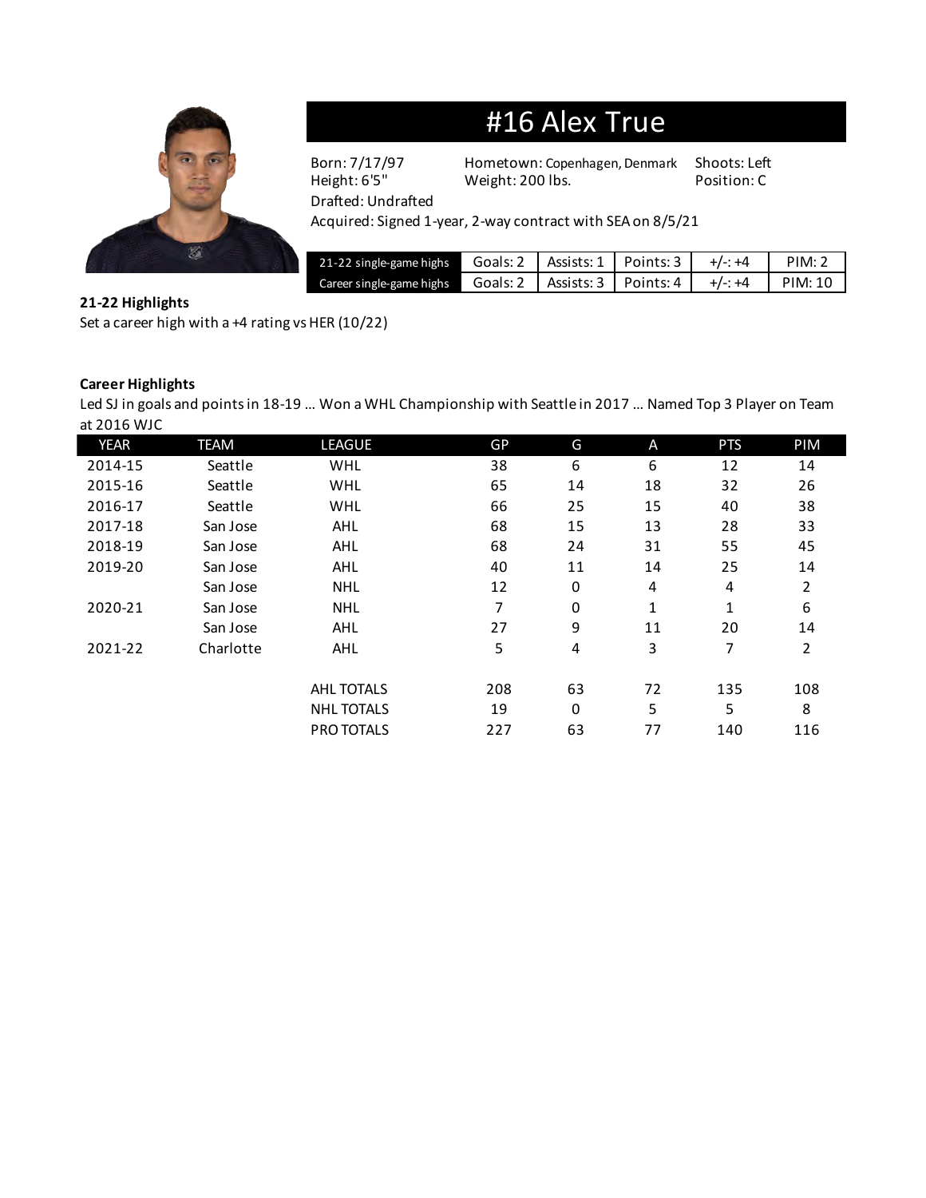# #16 Alex True

Born: 7/17/97
Height: 6'5"
Hometown: Copenhagen, Denmark
Weight: 200 lbs.
Shoots: Left
Position: C
Drafted: Undrafted
Acquired: Signed 1-year, 2-way contract with SEA on 8/5/21

| | | | | | |
|---|---|---|---|---|---|
| 21-22 single-game highs | Goals: 2 | Assists: 1 | Points: 3 | +/-: +4 | PIM: 2 |
| Career single-game highs | Goals: 2 | Assists: 3 | Points: 4 | +/-: +4 | PIM: 10 |

**21-22 Highlights**

Set a career high with a +4 rating vs HER (10/22)

**Career Highlights**

Led SJ in goals and points in 18-19 ... Won a WHL Championship with Seattle in 2017 ... Named Top 3 Player on Team at 2016 WJC

| YEAR | TEAM | LEAGUE | GP | G | A | PTS | PIM |
|---|---|---|---|---|---|---|---|
| 2014-15 | Seattle | WHL | 38 | 6 | 6 | 12 | 14 |
| 2015-16 | Seattle | WHL | 65 | 14 | 18 | 32 | 26 |
| 2016-17 | Seattle | WHL | 66 | 25 | 15 | 40 | 38 |
| 2017-18 | San Jose | AHL | 68 | 15 | 13 | 28 | 33 |
| 2018-19 | San Jose | AHL | 68 | 24 | 31 | 55 | 45 |
| 2019-20 | San Jose | AHL | 40 | 11 | 14 | 25 | 14 |
| | San Jose | NHL | 12 | 0 | 4 | 4 | 2 |
| 2020-21 | San Jose | NHL | 7 | 0 | 1 | 1 | 6 |
| | San Jose | AHL | 27 | 9 | 11 | 20 | 14 |
| 2021-22 | Charlotte | AHL | 5 | 4 | 3 | 7 | 2 |
| | | AHL TOTALS | 208 | 63 | 72 | 135 | 108 |
| | | NHL TOTALS | 19 | 0 | 5 | 5 | 8 |
| | | PRO TOTALS | 227 | 63 | 77 | 140 | 116 |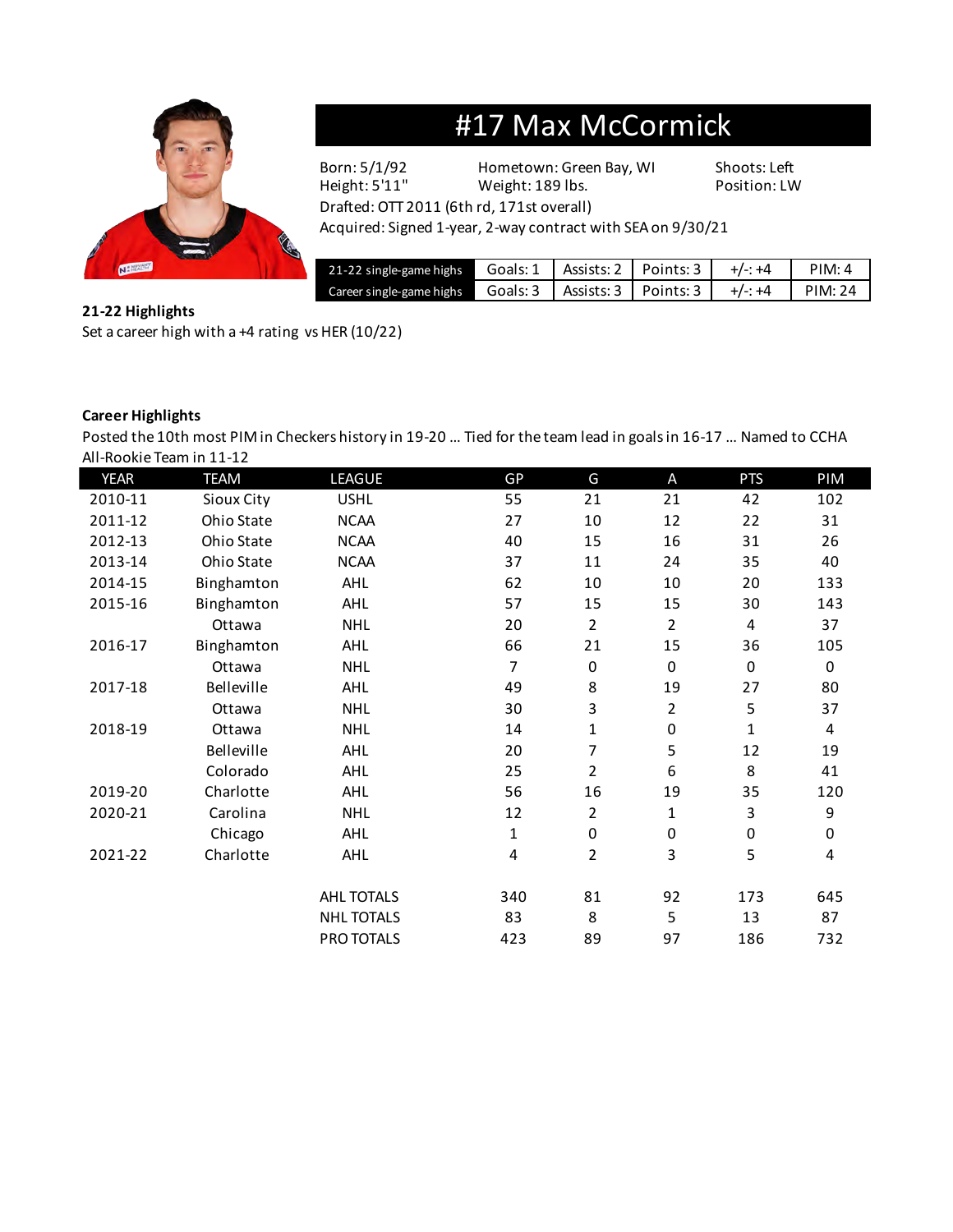# #17 Max McCormick

Born: 5/1/92 Hometown: Green Bay, WI Shoots: Left
Height: 5'11" Weight: 189 lbs. Position: LW
Drafted: OTT 2011 (6th rd, 171st overall)
Acquired: Signed 1-year, 2-way contract with SEA on 9/30/21

| | | | | | |
|---|---|---|---|---|---|
| 21-22 single-game highs | Goals: 1 | Assists: 2 | Points: 3 | +/-: +4 | PIM: 4 |
| Career single-game highs | Goals: 3 | Assists: 3 | Points: 3 | +/-: +4 | PIM: 24 |

**21-22 Highlights**
Set a career high with a +4 rating vs HER (10/22)

**Career Highlights**
Posted the 10th most PIM in Checkers history in 19-20 ... Tied for the team lead in goals in 16-17 ... Named to CCHA All-Rookie Team in 11-12

| YEAR | TEAM | LEAGUE | GP | G | A | PTS | PIM |
|---|---|---|---|---|---|---|---|
| 2010-11 | Sioux City | USHL | 55 | 21 | 21 | 42 | 102 |
| 2011-12 | Ohio State | NCAA | 27 | 10 | 12 | 22 | 31 |
| 2012-13 | Ohio State | NCAA | 40 | 15 | 16 | 31 | 26 |
| 2013-14 | Ohio State | NCAA | 37 | 11 | 24 | 35 | 40 |
| 2014-15 | Binghamton | AHL | 62 | 10 | 10 | 20 | 133 |
| 2015-16 | Binghamton | AHL | 57 | 15 | 15 | 30 | 143 |
| | Ottawa | NHL | 20 | 2 | 2 | 4 | 37 |
| 2016-17 | Binghamton | AHL | 66 | 21 | 15 | 36 | 105 |
| | Ottawa | NHL | 7 | 0 | 0 | 0 | 0 |
| 2017-18 | Belleville | AHL | 49 | 8 | 19 | 27 | 80 |
| | Ottawa | NHL | 30 | 3 | 2 | 5 | 37 |
| 2018-19 | Ottawa | NHL | 14 | 1 | 0 | 1 | 4 |
| | Belleville | AHL | 20 | 7 | 5 | 12 | 19 |
| | Colorado | AHL | 25 | 2 | 6 | 8 | 41 |
| 2019-20 | Charlotte | AHL | 56 | 16 | 19 | 35 | 120 |
| 2020-21 | Carolina | NHL | 12 | 2 | 1 | 3 | 9 |
| | Chicago | AHL | 1 | 0 | 0 | 0 | 0 |
| 2021-22 | Charlotte | AHL | 4 | 2 | 3 | 5 | 4 |
| | | | | | | | |
| | | AHL TOTALS | 340 | 81 | 92 | 173 | 645 |
| | | NHL TOTALS | 83 | 8 | 5 | 13 | 87 |
| | | PRO TOTALS | 423 | 89 | 97 | 186 | 732 |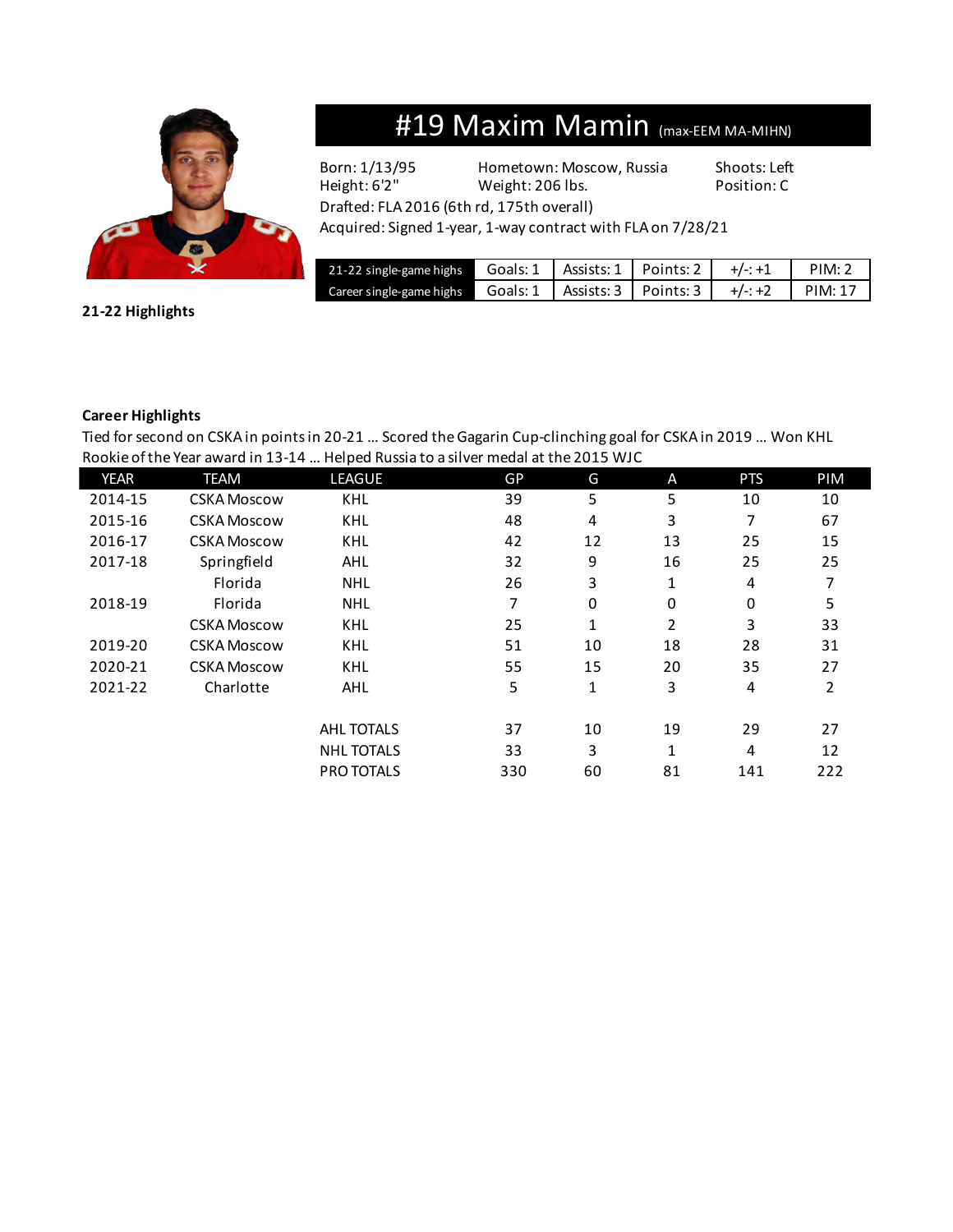# #19 Maxim Mamin (max-EEM MA-MIHN)

Born: 1/13/95 Hometown: Moscow, Russia Shoots: Left
Height: 6'2" Weight: 206 lbs. Position: C
Drafted: FLA 2016 (6th rd, 175th overall)
Acquired: Signed 1-year, 1-way contract with FLA on 7/28/21

| | | | | | |
|---|---|---|---|---|---|
| 21-22 single-game highs | Goals: 1 | Assists: 1 | Points: 2 | +/-: +1 | PIM: 2 |
| Career single-game highs | Goals: 1 | Assists: 3 | Points: 3 | +/-: +2 | PIM: 17 |

**21-22 Highlights**

**Career Highlights**

Tied for second on CSKA in points in 20-21 … Scored the Gagarin Cup-clinching goal for CSKA in 2019 … Won KHL Rookie of the Year award in 13-14 … Helped Russia to a silver medal at the 2015 WJC

| YEAR | TEAM | LEAGUE | GP | G | A | PTS | PIM |
|---|---|---|---|---|---|---|---|
| 2014-15 | CSKA Moscow | KHL | 39 | 5 | 5 | 10 | 10 |
| 2015-16 | CSKA Moscow | KHL | 48 | 4 | 3 | 7 | 67 |
| 2016-17 | CSKA Moscow | KHL | 42 | 12 | 13 | 25 | 15 |
| 2017-18 | Springfield | AHL | 32 | 9 | 16 | 25 | 25 |
| | Florida | NHL | 26 | 3 | 1 | 4 | 7 |
| 2018-19 | Florida | NHL | 7 | 0 | 0 | 0 | 5 |
| | CSKA Moscow | KHL | 25 | 1 | 2 | 3 | 33 |
| 2019-20 | CSKA Moscow | KHL | 51 | 10 | 18 | 28 | 31 |
| 2020-21 | CSKA Moscow | KHL | 55 | 15 | 20 | 35 | 27 |
| 2021-22 | Charlotte | AHL | 5 | 1 | 3 | 4 | 2 |
| | | | | | | | |
| | | AHL TOTALS | 37 | 10 | 19 | 29 | 27 |
| | | NHL TOTALS | 33 | 3 | 1 | 4 | 12 |
| | | PRO TOTALS | 330 | 60 | 81 | 141 | 222 |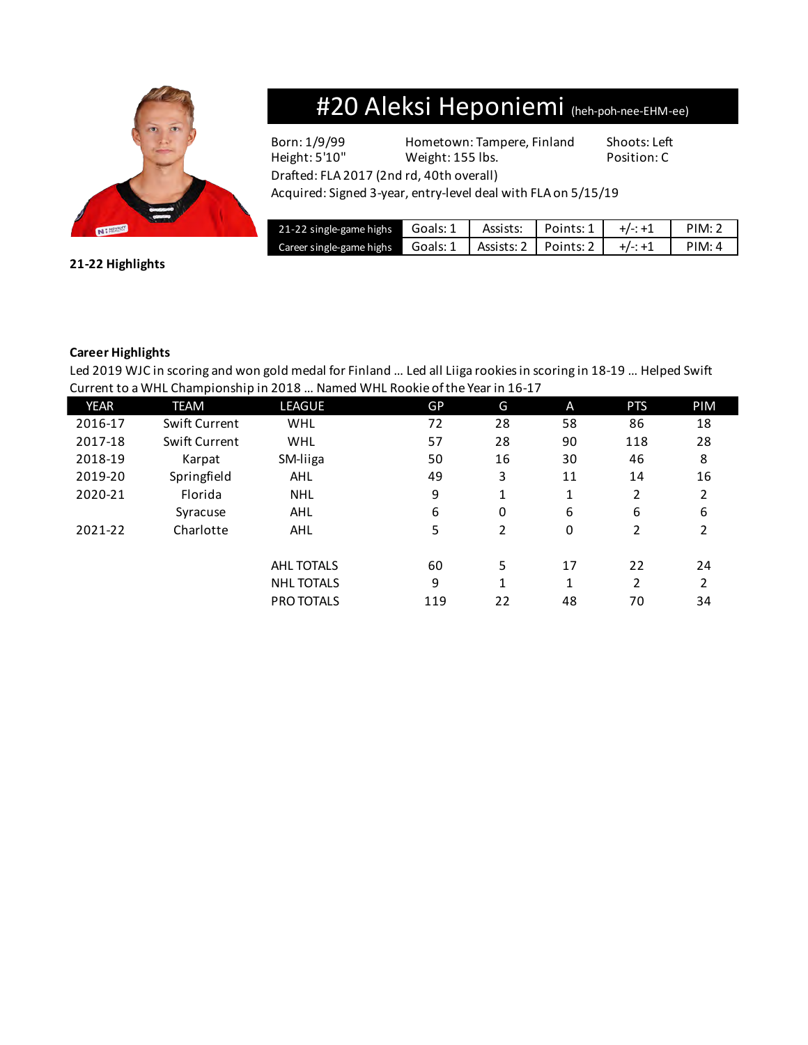# #20 Aleksi Heponiemi (heh-poh-nee-EHM-ee)

Born: 1/9/99 | Hometown: Tampere, Finland | Shoots: Left
Height: 5'10" | Weight: 155 lbs. | Position: C

Drafted: FLA 2017 (2nd rd, 40th overall)

Acquired: Signed 3-year, entry-level deal with FLA on 5/15/19

| | | | | | |
|---|---|---|---|---|---|
| 21-22 single-game highs | Goals: 1 | Assists: | Points: 1 | +/-: +1 | PIM: 2 |
| Career single-game highs | Goals: 1 | Assists: 2 | Points: 2 | +/-: +1 | PIM: 4 |

**21-22 Highlights**

**Career Highlights**

Led 2019 WJC in scoring and won gold medal for Finland ... Led all Liiga rookies in scoring in 18-19 ... Helped Swift Current to a WHL Championship in 2018 ... Named WHL Rookie of the Year in 16-17

| YEAR | TEAM | LEAGUE | GP | G | A | PTS | PIM |
|---|---|---|---|---|---|---|---|
| 2016-17 | Swift Current | WHL | 72 | 28 | 58 | 86 | 18 |
| 2017-18 | Swift Current | WHL | 57 | 28 | 90 | 118 | 28 |
| 2018-19 | Karpat | SM-liiga | 50 | 16 | 30 | 46 | 8 |
| 2019-20 | Springfield | AHL | 49 | 3 | 11 | 14 | 16 |
| 2020-21 | Florida | NHL | 9 | 1 | 1 | 2 | 2 |
| | Syracuse | AHL | 6 | 0 | 6 | 6 | 6 |
| 2021-22 | Charlotte | AHL | 5 | 2 | 0 | 2 | 2 |
| | | | | | | | |
| | | AHL TOTALS | 60 | 5 | 17 | 22 | 24 |
| | | NHL TOTALS | 9 | 1 | 1 | 2 | 2 |
| | | PRO TOTALS | 119 | 22 | 48 | 70 | 34 |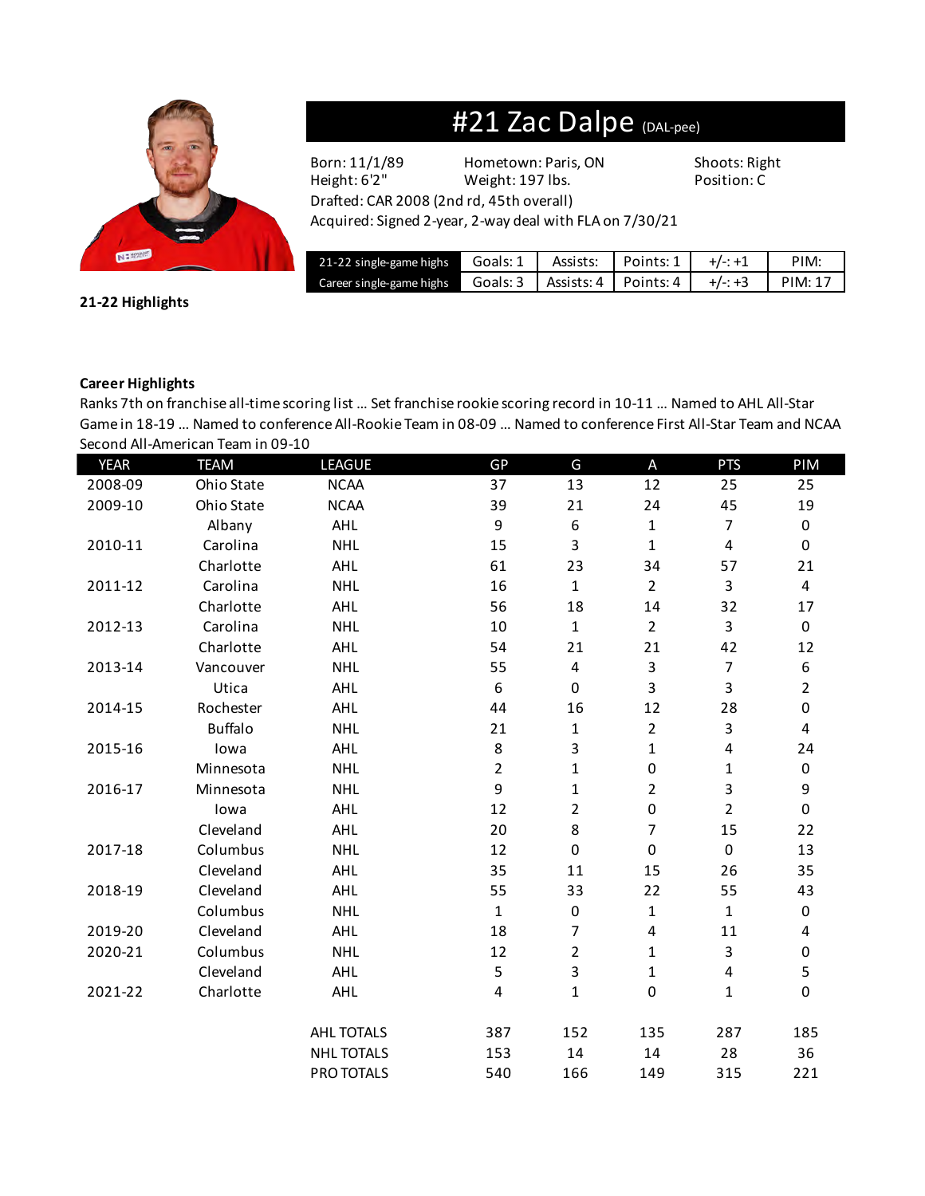# #21 Zac Dalpe (DAL-pee)

Born: 11/1/89 Hometown: Paris, ON Shoots: Right
Height: 6'2" Weight: 197 lbs. Position: C
Drafted: CAR 2008 (2nd rd, 45th overall)
Acquired: Signed 2-year, 2-way deal with FLA on 7/30/21

| | | | | | |
|---|---|---|---|---|---|
| 21-22 single-game highs | Goals: 1 | Assists: | Points: 1 | +/-: +1 | PIM: |
| Career single-game highs | Goals: 3 | Assists: 4 | Points: 4 | +/-: +3 | PIM: 17 |

**21-22 Highlights**

**Career Highlights**

Ranks 7th on franchise all-time scoring list ... Set franchise rookie scoring record in 10-11 ... Named to AHL All-Star Game in 18-19 ... Named to conference All-Rookie Team in 08-09 ... Named to conference First All-Star Team and NCAA Second All-American Team in 09-10

| YEAR | TEAM | LEAGUE | GP | G | A | PTS | PIM |
|---|---|---|---|---|---|---|---|
| 2008-09 | Ohio State | NCAA | 37 | 13 | 12 | 25 | 25 |
| 2009-10 | Ohio State | NCAA | 39 | 21 | 24 | 45 | 19 |
| | Albany | AHL | 9 | 6 | 1 | 7 | 0 |
| 2010-11 | Carolina | NHL | 15 | 3 | 1 | 4 | 0 |
| | Charlotte | AHL | 61 | 23 | 34 | 57 | 21 |
| 2011-12 | Carolina | NHL | 16 | 1 | 2 | 3 | 4 |
| | Charlotte | AHL | 56 | 18 | 14 | 32 | 17 |
| 2012-13 | Carolina | NHL | 10 | 1 | 2 | 3 | 0 |
| | Charlotte | AHL | 54 | 21 | 21 | 42 | 12 |
| 2013-14 | Vancouver | NHL | 55 | 4 | 3 | 7 | 6 |
| | Utica | AHL | 6 | 0 | 3 | 3 | 2 |
| 2014-15 | Rochester | AHL | 44 | 16 | 12 | 28 | 0 |
| | Buffalo | NHL | 21 | 1 | 2 | 3 | 4 |
| 2015-16 | Iowa | AHL | 8 | 3 | 1 | 4 | 24 |
| | Minnesota | NHL | 2 | 1 | 0 | 1 | 0 |
| 2016-17 | Minnesota | NHL | 9 | 1 | 2 | 3 | 9 |
| | Iowa | AHL | 12 | 2 | 0 | 2 | 0 |
| | Cleveland | AHL | 20 | 8 | 7 | 15 | 22 |
| 2017-18 | Columbus | NHL | 12 | 0 | 0 | 0 | 13 |
| | Cleveland | AHL | 35 | 11 | 15 | 26 | 35 |
| 2018-19 | Cleveland | AHL | 55 | 33 | 22 | 55 | 43 |
| | Columbus | NHL | 1 | 0 | 1 | 1 | 0 |
| 2019-20 | Cleveland | AHL | 18 | 7 | 4 | 11 | 4 |
| 2020-21 | Columbus | NHL | 12 | 2 | 1 | 3 | 0 |
| | Cleveland | AHL | 5 | 3 | 1 | 4 | 5 |
| 2021-22 | Charlotte | AHL | 4 | 1 | 0 | 1 | 0 |
| | | AHL TOTALS | 387 | 152 | 135 | 287 | 185 |
| | | NHL TOTALS | 153 | 14 | 14 | 28 | 36 |
| | | PRO TOTALS | 540 | 166 | 149 | 315 | 221 |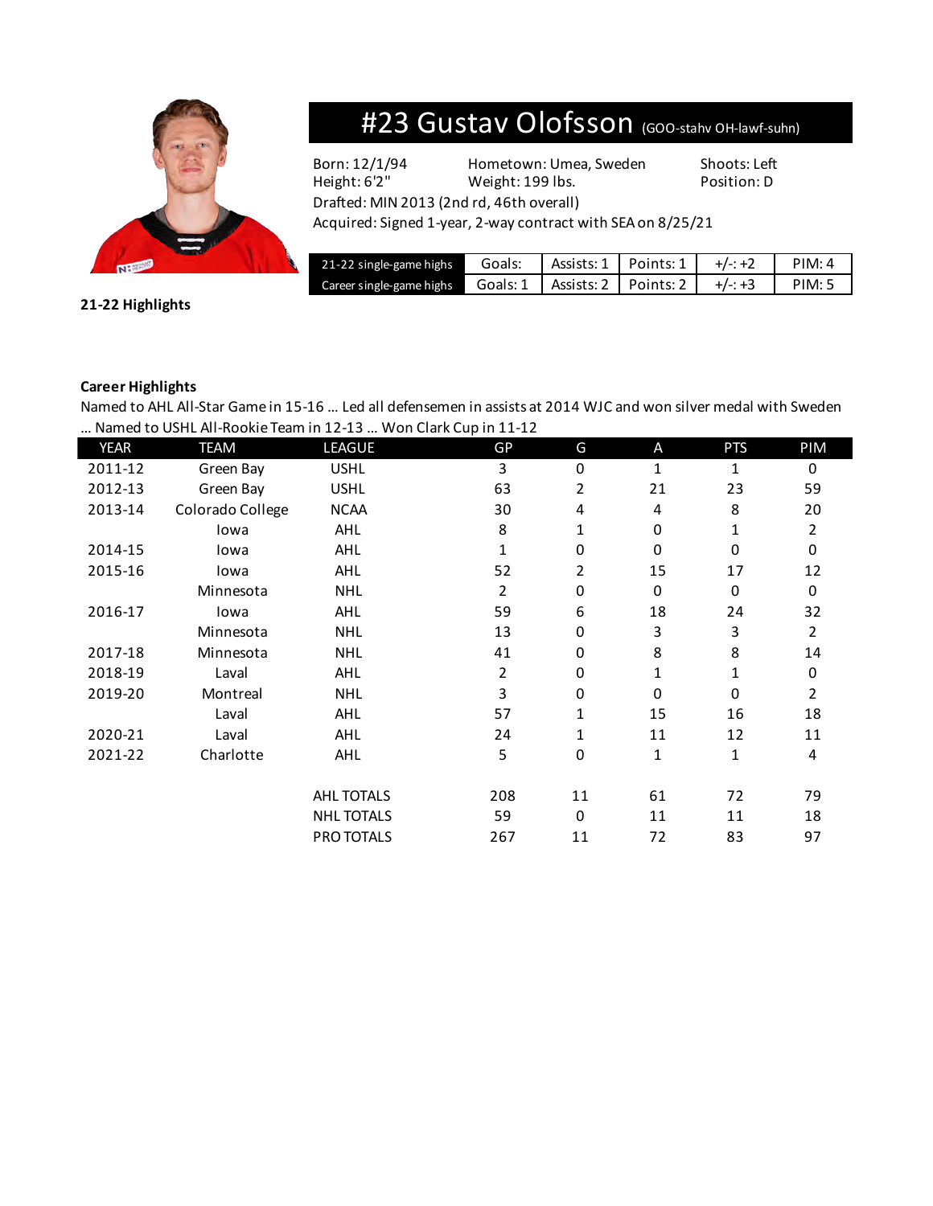# #23 Gustav Olofsson (GOO-stahv OH-lawf-suhn)

Born: 12/1/94 | Hometown: Umea, Sweden | Shoots: Left
Height: 6'2" | Weight: 199 lbs. | Position: D
Drafted: MIN 2013 (2nd rd, 46th overall)
Acquired: Signed 1-year, 2-way contract with SEA on 8/25/21

| | | | | | |
|---|---|---|---|---|---|
| 21-22 single-game highs | Goals: | Assists: 1 | Points: 1 | +/-: +2 | PIM: 4 |
| Career single-game highs | Goals: 1 | Assists: 2 | Points: 2 | +/-: +3 | PIM: 5 |

**21-22 Highlights**

**Career Highlights**

Named to AHL All-Star Game in 15-16 ... Led all defensemen in assists at 2014 WJC and won silver medal with Sweden ... Named to USHL All-Rookie Team in 12-13 ... Won Clark Cup in 11-12

| YEAR | TEAM | LEAGUE | GP | G | A | PTS | PIM |
|---|---|---|---|---|---|---|---|
| 2011-12 | Green Bay | USHL | 3 | 0 | 1 | 1 | 0 |
| 2012-13 | Green Bay | USHL | 63 | 2 | 21 | 23 | 59 |
| 2013-14 | Colorado College | NCAA | 30 | 4 | 4 | 8 | 20 |
| | Iowa | AHL | 8 | 1 | 0 | 1 | 2 |
| 2014-15 | Iowa | AHL | 1 | 0 | 0 | 0 | 0 |
| 2015-16 | Iowa | AHL | 52 | 2 | 15 | 17 | 12 |
| | Minnesota | NHL | 2 | 0 | 0 | 0 | 0 |
| 2016-17 | Iowa | AHL | 59 | 6 | 18 | 24 | 32 |
| | Minnesota | NHL | 13 | 0 | 3 | 3 | 2 |
| 2017-18 | Minnesota | NHL | 41 | 0 | 8 | 8 | 14 |
| 2018-19 | Laval | AHL | 2 | 0 | 1 | 1 | 0 |
| 2019-20 | Montreal | NHL | 3 | 0 | 0 | 0 | 2 |
| | Laval | AHL | 57 | 1 | 15 | 16 | 18 |
| 2020-21 | Laval | AHL | 24 | 1 | 11 | 12 | 11 |
| 2021-22 | Charlotte | AHL | 5 | 0 | 1 | 1 | 4 |
| | | | | | | | |
| | | AHL TOTALS | 208 | 11 | 61 | 72 | 79 |
| | | NHL TOTALS | 59 | 0 | 11 | 11 | 18 |
| | | PRO TOTALS | 267 | 11 | 72 | 83 | 97 |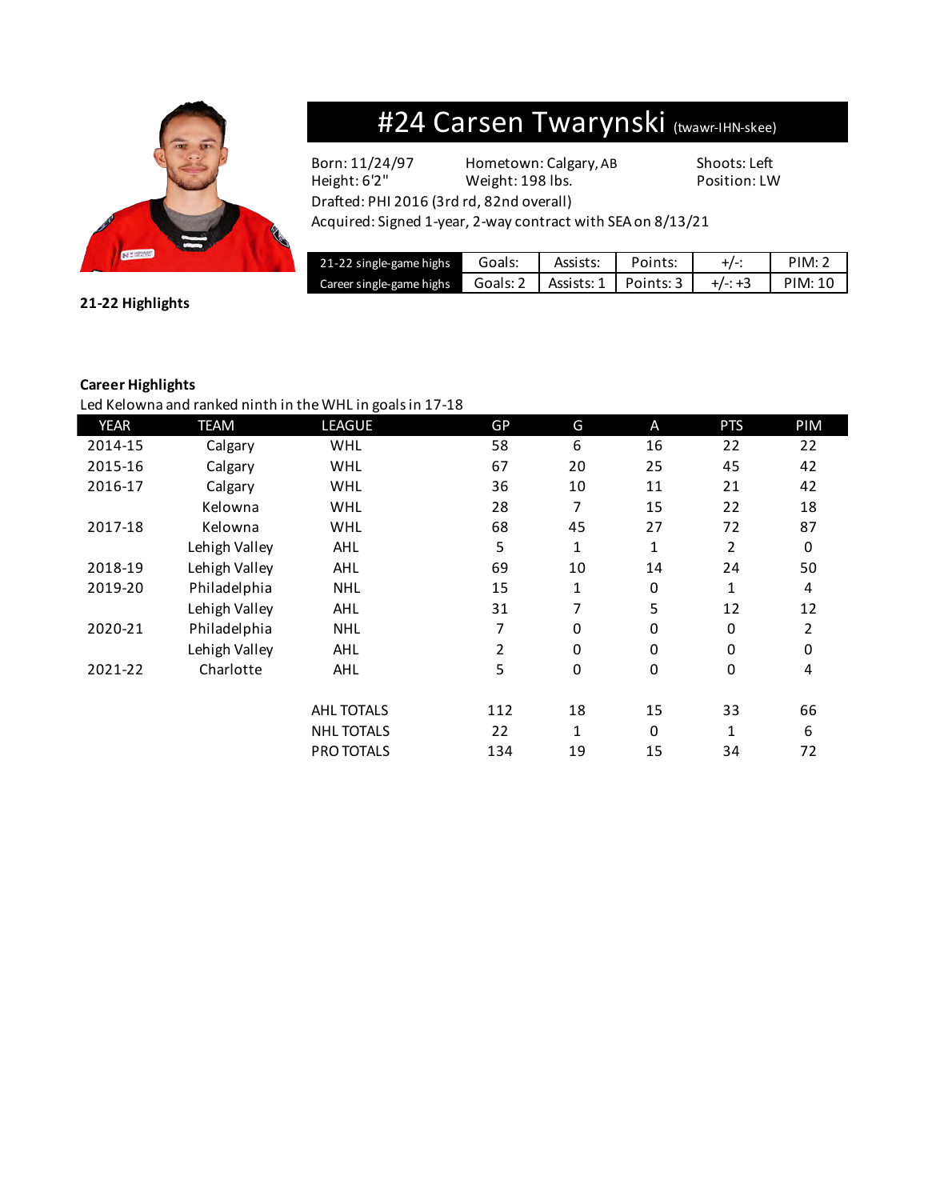# #24 Carsen Twarynski (twawr-IHN-skee)

Born: 11/24/97
Height: 6'2"
Hometown: Calgary, AB
Weight: 198 lbs.
Shoots: Left
Position: LW
Drafted: PHI 2016 (3rd rd, 82nd overall)
Acquired: Signed 1-year, 2-way contract with SEA on 8/13/21

| | | | | | |
|---|---|---|---|---|---|
| 21-22 single-game highs | Goals: | Assists: | Points: | +/-: | PIM: 2 |
| Career single-game highs | Goals: 2 | Assists: 1 | Points: 3 | +/-: +3 | PIM: 10 |

**21-22 Highlights**

**Career Highlights**

Led Kelowna and ranked ninth in the WHL in goals in 17-18

| YEAR | TEAM | LEAGUE | GP | G | A | PTS | PIM |
|---|---|---|---|---|---|---|---|
| 2014-15 | Calgary | WHL | 58 | 6 | 16 | 22 | 22 |
| 2015-16 | Calgary | WHL | 67 | 20 | 25 | 45 | 42 |
| 2016-17 | Calgary | WHL | 36 | 10 | 11 | 21 | 42 |
| | Kelowna | WHL | 28 | 7 | 15 | 22 | 18 |
| 2017-18 | Kelowna | WHL | 68 | 45 | 27 | 72 | 87 |
| | Lehigh Valley | AHL | 5 | 1 | 1 | 2 | 0 |
| 2018-19 | Lehigh Valley | AHL | 69 | 10 | 14 | 24 | 50 |
| 2019-20 | Philadelphia | NHL | 15 | 1 | 0 | 1 | 4 |
| | Lehigh Valley | AHL | 31 | 7 | 5 | 12 | 12 |
| 2020-21 | Philadelphia | NHL | 7 | 0 | 0 | 0 | 2 |
| | Lehigh Valley | AHL | 2 | 0 | 0 | 0 | 0 |
| 2021-22 | Charlotte | AHL | 5 | 0 | 0 | 0 | 4 |
| | | | | | | | |
| | | AHL TOTALS | 112 | 18 | 15 | 33 | 66 |
| | | NHL TOTALS | 22 | 1 | 0 | 1 | 6 |
| | | PRO TOTALS | 134 | 19 | 15 | 34 | 72 |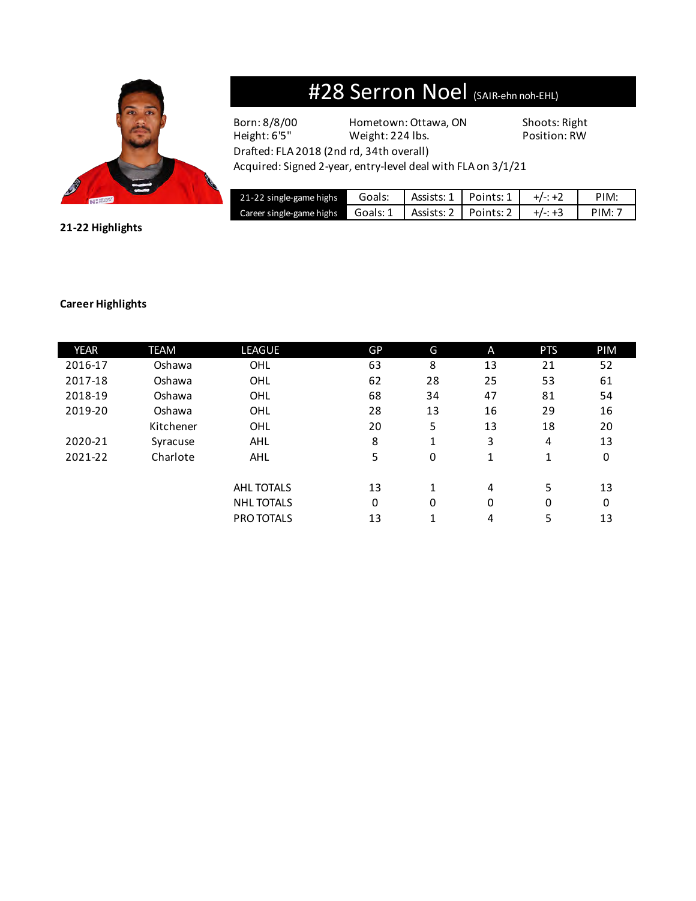# #28 Serron Noel (SAIR-ehn noh-EHL)

Born: 8/8/00 Hometown: Ottawa, ON Shoots: Right
Height: 6'5" Weight: 224 lbs. Position: RW
Drafted: FLA 2018 (2nd rd, 34th overall)
Acquired: Signed 2-year, entry-level deal with FLA on 3/1/21

| | | | | | |
|---|---|---|---|---|---|
| 21-22 single-game highs | Goals: | Assists: 1 | Points: 1 | +/-: +2 | PIM: |
| Career single-game highs | Goals: 1 | Assists: 2 | Points: 2 | +/-: +3 | PIM: 7 |

**21-22 Highlights**

**Career Highlights**

| YEAR | TEAM | LEAGUE | GP | G | A | PTS | PIM |
|---|---|---|---|---|---|---|---|
| 2016-17 | Oshawa | OHL | 63 | 8 | 13 | 21 | 52 |
| 2017-18 | Oshawa | OHL | 62 | 28 | 25 | 53 | 61 |
| 2018-19 | Oshawa | OHL | 68 | 34 | 47 | 81 | 54 |
| 2019-20 | Oshawa | OHL | 28 | 13 | 16 | 29 | 16 |
| | Kitchener | OHL | 20 | 5 | 13 | 18 | 20 |
| 2020-21 | Syracuse | AHL | 8 | 1 | 3 | 4 | 13 |
| 2021-22 | Charlote | AHL | 5 | 0 | 1 | 1 | 0 |
| | | | | | | | |
| | | AHL TOTALS | 13 | 1 | 4 | 5 | 13 |
| | | NHL TOTALS | 0 | 0 | 0 | 0 | 0 |
| | | PRO TOTALS | 13 | 1 | 4 | 5 | 13 |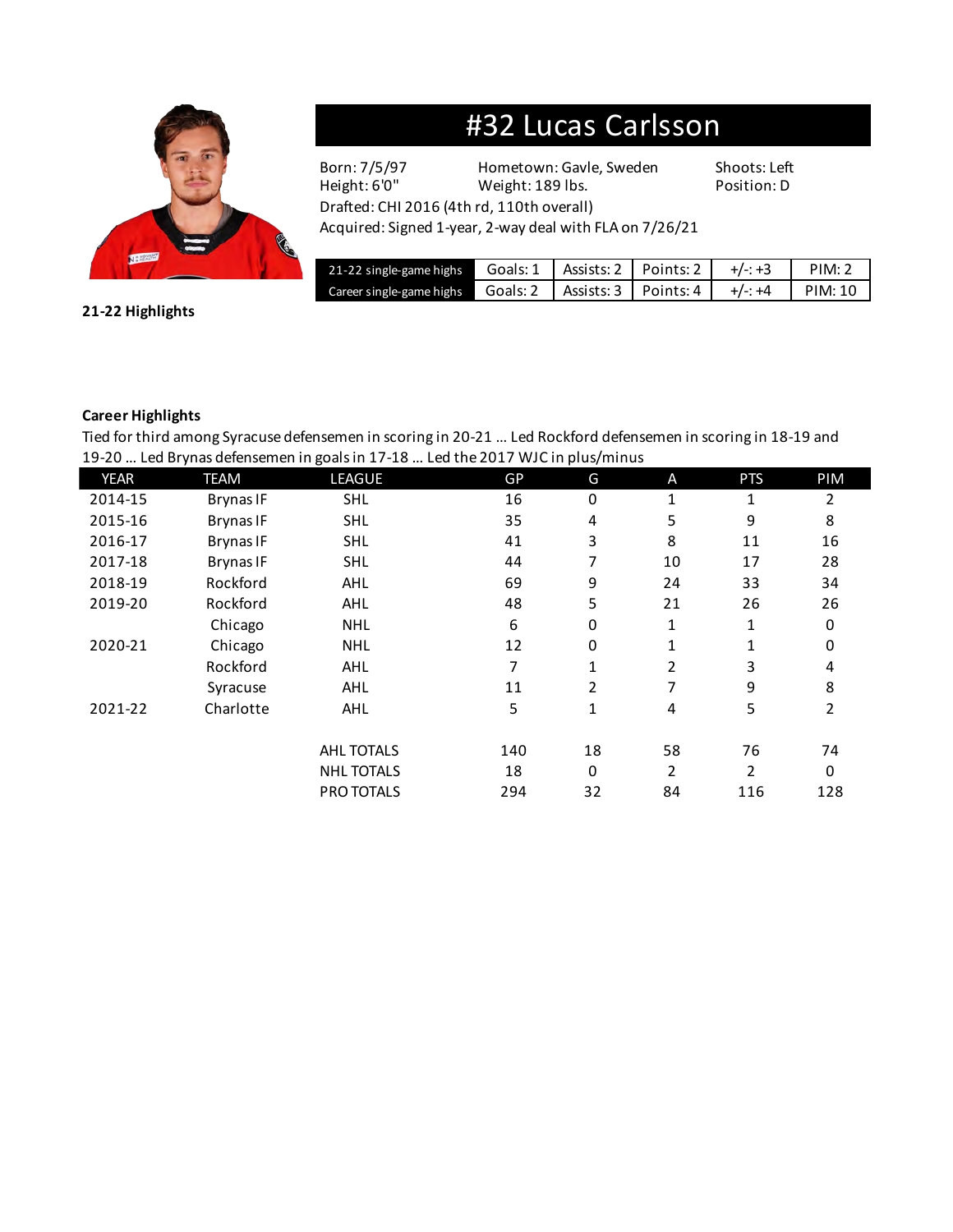# #32 Lucas Carlsson

Born: 7/5/97 Hometown: Gavle, Sweden Shoots: Left
Height: 6'0" Weight: 189 lbs. Position: D
Drafted: CHI 2016 (4th rd, 110th overall)
Acquired: Signed 1-year, 2-way deal with FLA on 7/26/21

| | | | | | |
|---|---|---|---|---|---|
| 21-22 single-game highs | Goals: 1 | Assists: 2 | Points: 2 | +/-: +3 | PIM: 2 |
| Career single-game highs | Goals: 2 | Assists: 3 | Points: 4 | +/-: +4 | PIM: 10 |

**21-22 Highlights**

**Career Highlights**

Tied for third among Syracuse defensemen in scoring in 20-21 ... Led Rockford defensemen in scoring in 18-19 and 19-20 ... Led Brynas defensemen in goals in 17-18 ... Led the 2017 WJC in plus/minus

| YEAR | TEAM | LEAGUE | GP | G | A | PTS | PIM |
|---|---|---|---|---|---|---|---|
| 2014-15 | Brynas IF | SHL | 16 | 0 | 1 | 1 | 2 |
| 2015-16 | Brynas IF | SHL | 35 | 4 | 5 | 9 | 8 |
| 2016-17 | Brynas IF | SHL | 41 | 3 | 8 | 11 | 16 |
| 2017-18 | Brynas IF | SHL | 44 | 7 | 10 | 17 | 28 |
| 2018-19 | Rockford | AHL | 69 | 9 | 24 | 33 | 34 |
| 2019-20 | Rockford | AHL | 48 | 5 | 21 | 26 | 26 |
| | Chicago | NHL | 6 | 0 | 1 | 1 | 0 |
| 2020-21 | Chicago | NHL | 12 | 0 | 1 | 1 | 0 |
| | Rockford | AHL | 7 | 1 | 2 | 3 | 4 |
| | Syracuse | AHL | 11 | 2 | 7 | 9 | 8 |
| 2021-22 | Charlotte | AHL | 5 | 1 | 4 | 5 | 2 |
| | | | | | | | |
| | | AHL TOTALS | 140 | 18 | 58 | 76 | 74 |
| | | NHL TOTALS | 18 | 0 | 2 | 2 | 0 |
| | | PRO TOTALS | 294 | 32 | 84 | 116 | 128 |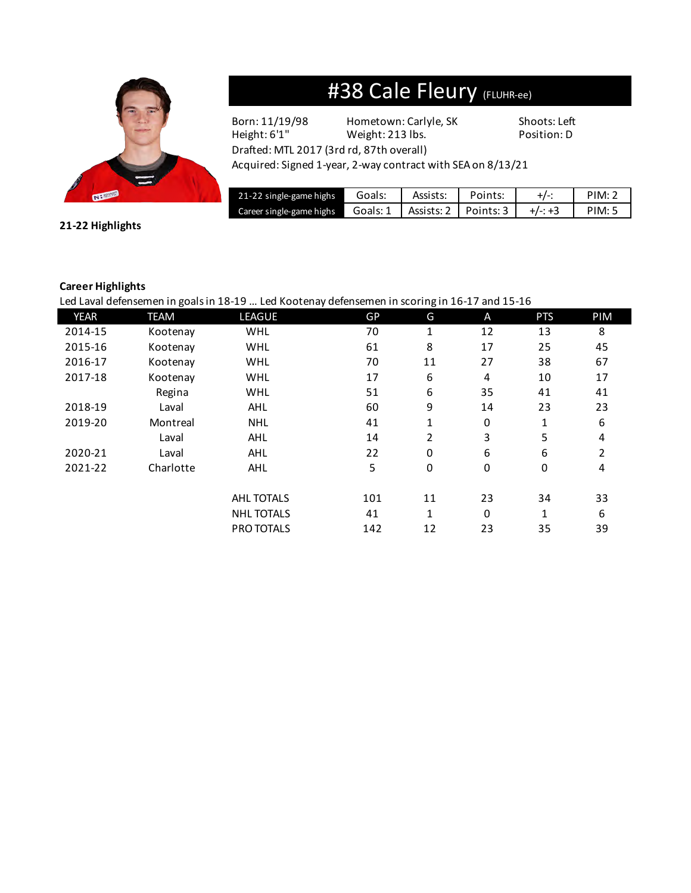# #38 Cale Fleury (FLUHR-ee)

Born: 11/19/98 Hometown: Carlyle, SK Shoots: Left
Height: 6'1" Weight: 213 lbs. Position: D
Drafted: MTL 2017 (3rd rd, 87th overall)
Acquired: Signed 1-year, 2-way contract with SEA on 8/13/21

| | | | | | |
|---|---|---|---|---|---|
| 21-22 single-game highs | Goals: | Assists: | Points: | +/-: | PIM: 2 |
| Career single-game highs | Goals: 1 | Assists: 2 | Points: 3 | +/-: +3 | PIM: 5 |

**21-22 Highlights**

**Career Highlights**

Led Laval defensemen in goals in 18-19 ... Led Kootenay defensemen in scoring in 16-17 and 15-16

| YEAR | TEAM | LEAGUE | GP | G | A | PTS | PIM |
|---|---|---|---|---|---|---|---|
| 2014-15 | Kootenay | WHL | 70 | 1 | 12 | 13 | 8 |
| 2015-16 | Kootenay | WHL | 61 | 8 | 17 | 25 | 45 |
| 2016-17 | Kootenay | WHL | 70 | 11 | 27 | 38 | 67 |
| 2017-18 | Kootenay | WHL | 17 | 6 | 4 | 10 | 17 |
| | Regina | WHL | 51 | 6 | 35 | 41 | 41 |
| 2018-19 | Laval | AHL | 60 | 9 | 14 | 23 | 23 |
| 2019-20 | Montreal | NHL | 41 | 1 | 0 | 1 | 6 |
| | Laval | AHL | 14 | 2 | 3 | 5 | 4 |
| 2020-21 | Laval | AHL | 22 | 0 | 6 | 6 | 2 |
| 2021-22 | Charlotte | AHL | 5 | 0 | 0 | 0 | 4 |
| | | | | | | | |
| | | AHL TOTALS | 101 | 11 | 23 | 34 | 33 |
| | | NHL TOTALS | 41 | 1 | 0 | 1 | 6 |
| | | PRO TOTALS | 142 | 12 | 23 | 35 | 39 |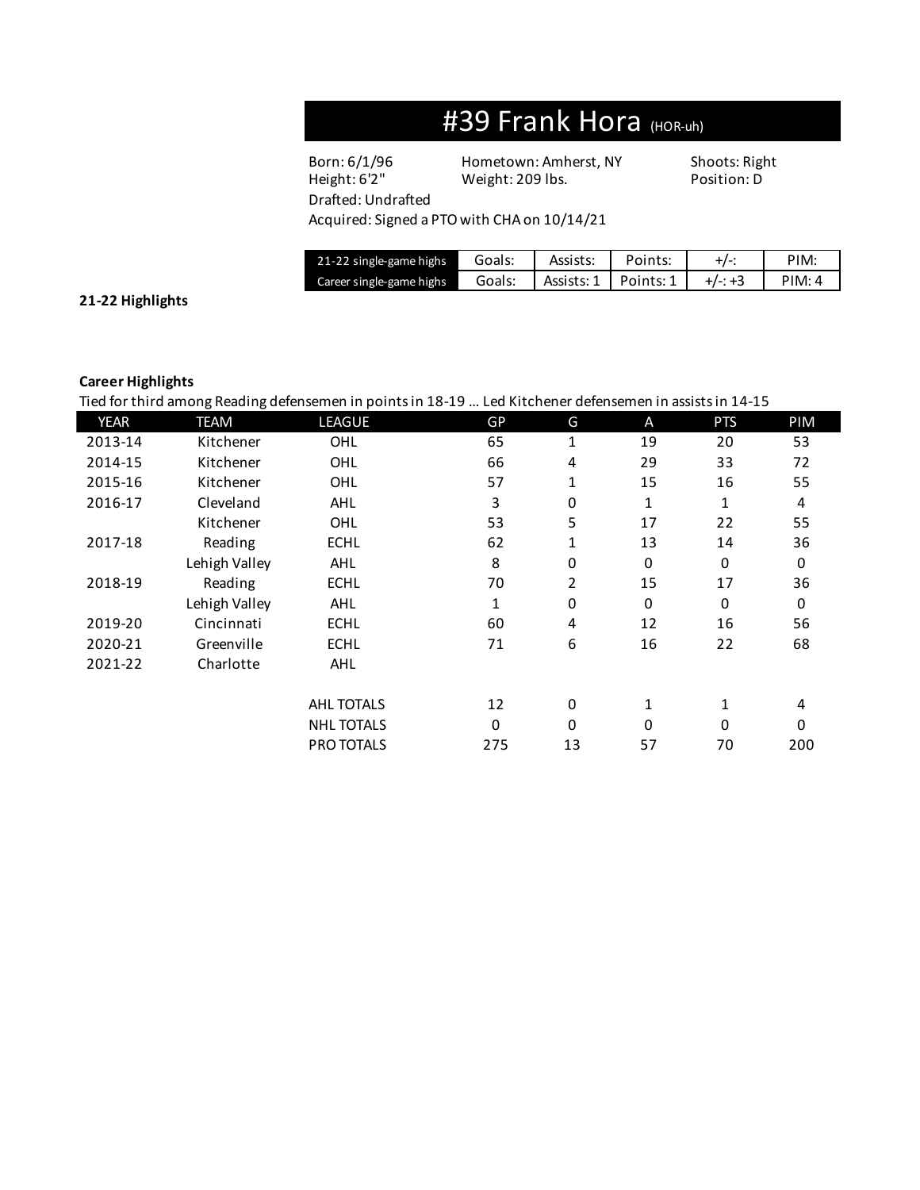# #39 Frank Hora (HOR-uh)

Born: 6/1/96
Height: 6'2"
Hometown: Amherst, NY
Weight: 209 lbs.
Shoots: Right
Position: D
Drafted: Undrafted
Acquired: Signed a PTO with CHA on 10/14/21

| | | | | | |
|---|---|---|---|---|---|
| 21-22 single-game highs | Goals: | Assists: | Points: | +/-: | PIM: |
| Career single-game highs | Goals: | Assists: 1 | Points: 1 | +/-: +3 | PIM: 4 |

**21-22 Highlights**

**Career Highlights**

Tied for third among Reading defensemen in points in 18-19 ... Led Kitchener defensemen in assists in 14-15

| YEAR | TEAM | LEAGUE | GP | G | A | PTS | PIM |
|---|---|---|---|---|---|---|---|
| 2013-14 | Kitchener | OHL | 65 | 1 | 19 | 20 | 53 |
| 2014-15 | Kitchener | OHL | 66 | 4 | 29 | 33 | 72 |
| 2015-16 | Kitchener | OHL | 57 | 1 | 15 | 16 | 55 |
| 2016-17 | Cleveland | AHL | 3 | 0 | 1 | 1 | 4 |
| | Kitchener | OHL | 53 | 5 | 17 | 22 | 55 |
| 2017-18 | Reading | ECHL | 62 | 1 | 13 | 14 | 36 |
| | Lehigh Valley | AHL | 8 | 0 | 0 | 0 | 0 |
| 2018-19 | Reading | ECHL | 70 | 2 | 15 | 17 | 36 |
| | Lehigh Valley | AHL | 1 | 0 | 0 | 0 | 0 |
| 2019-20 | Cincinnati | ECHL | 60 | 4 | 12 | 16 | 56 |
| 2020-21 | Greenville | ECHL | 71 | 6 | 16 | 22 | 68 |
| 2021-22 | Charlotte | AHL | | | | | |
| | | AHL TOTALS | 12 | 0 | 1 | 1 | 4 |
| | | NHL TOTALS | 0 | 0 | 0 | 0 | 0 |
| | | PRO TOTALS | 275 | 13 | 57 | 70 | 200 |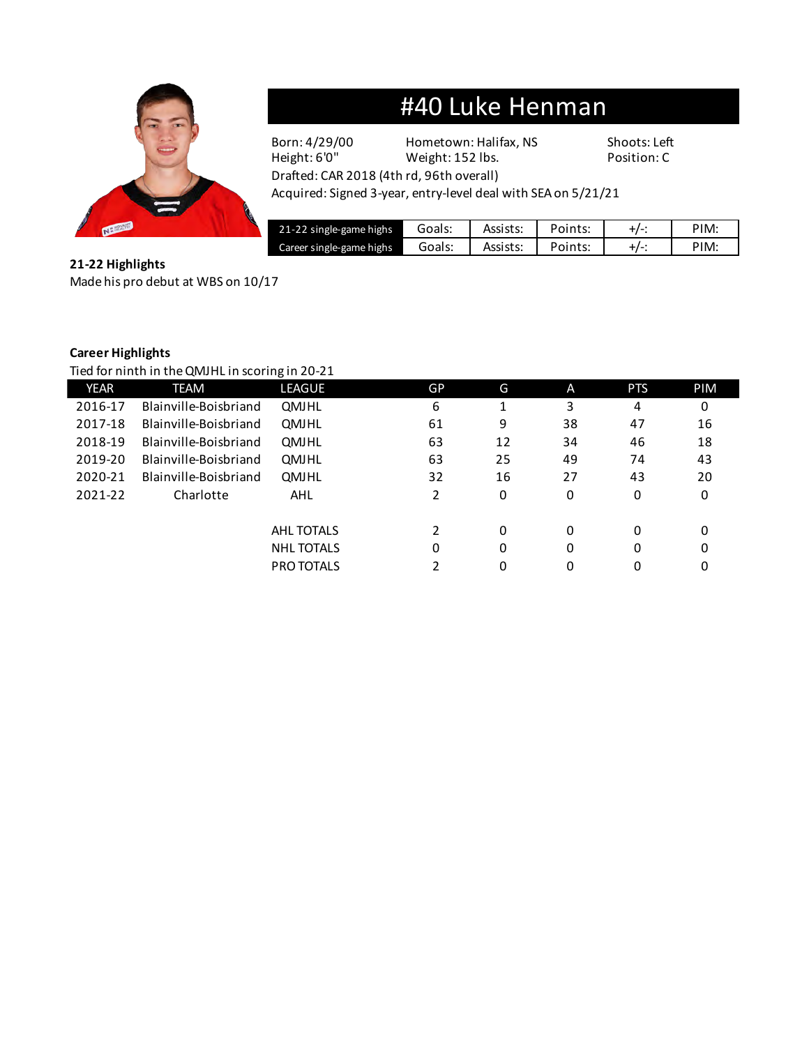# #40 Luke Henman

Born: 4/29/00
Height: 6'0"
Hometown: Halifax, NS
Weight: 152 lbs.
Shoots: Left
Position: C
Drafted: CAR 2018 (4th rd, 96th overall)
Acquired: Signed 3-year, entry-level deal with SEA on 5/21/21

| | | | | | |
|---|---|---|---|---|---|
| 21-22 single-game highs | Goals: | Assists: | Points: | +/-: | PIM: |
| Career single-game highs | Goals: | Assists: | Points: | +/-: | PIM: |

**21-22 Highlights**
Made his pro debut at WBS on 10/17

**Career Highlights**
Tied for ninth in the QMJHL in scoring in 20-21

| YEAR | TEAM | LEAGUE | GP | G | A | PTS | PIM |
|---|---|---|---|---|---|---|---|
| 2016-17 | Blainville-Boisbriand | QMJHL | 6 | 1 | 3 | 4 | 0 |
| 2017-18 | Blainville-Boisbriand | QMJHL | 61 | 9 | 38 | 47 | 16 |
| 2018-19 | Blainville-Boisbriand | QMJHL | 63 | 12 | 34 | 46 | 18 |
| 2019-20 | Blainville-Boisbriand | QMJHL | 63 | 25 | 49 | 74 | 43 |
| 2020-21 | Blainville-Boisbriand | QMJHL | 32 | 16 | 27 | 43 | 20 |
| 2021-22 | Charlotte | AHL | 2 | 0 | 0 | 0 | 0 |
| | | | | | | | |
| | | AHL TOTALS | 2 | 0 | 0 | 0 | 0 |
| | | NHL TOTALS | 0 | 0 | 0 | 0 | 0 |
| | | PRO TOTALS | 2 | 0 | 0 | 0 | 0 |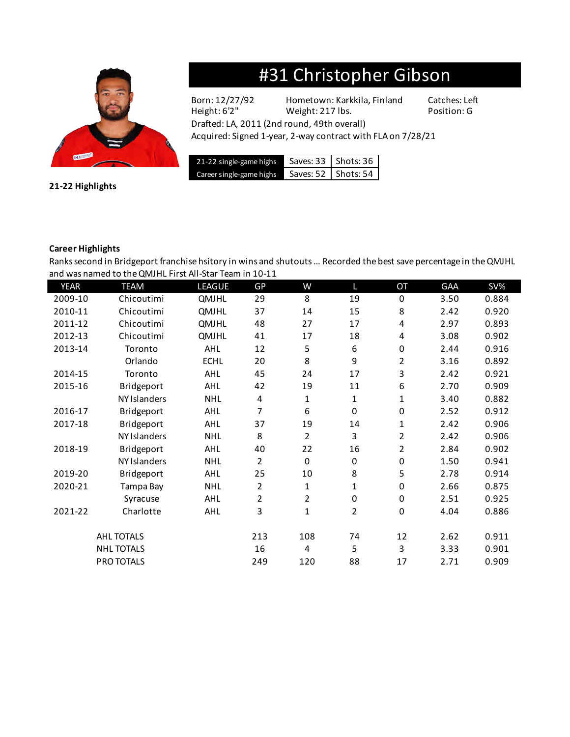# #31 Christopher Gibson

Born: 12/27/92
Height: 6'2"
Hometown: Karkkila, Finland
Weight: 217 lbs.
Catches: Left
Position: G
Drafted: LA, 2011 (2nd round, 49th overall)
Acquired: Signed 1-year, 2-way contract with FLA on 7/28/21

| | Saves | Shots |
|---|---|---|
| 21-22 single-game highs | Saves: 33 | Shots: 36 |
| Career single-game highs | Saves: 52 | Shots: 54 |

**21-22 Highlights**

**Career Highlights**

Ranks second in Bridgeport franchise hsitory in wins and shutouts … Recorded the best save percentage in the QMJHL and was named to the QMJHL First All-Star Team in 10-11

| YEAR | TEAM | LEAGUE | GP | W | L | OT | GAA | SV% |
|---|---|---|---|---|---|---|---|---|
| 2009-10 | Chicoutimi | QMJHL | 29 | 8 | 19 | 0 | 3.50 | 0.884 |
| 2010-11 | Chicoutimi | QMJHL | 37 | 14 | 15 | 8 | 2.42 | 0.920 |
| 2011-12 | Chicoutimi | QMJHL | 48 | 27 | 17 | 4 | 2.97 | 0.893 |
| 2012-13 | Chicoutimi | QMJHL | 41 | 17 | 18 | 4 | 3.08 | 0.902 |
| 2013-14 | Toronto | AHL | 12 | 5 | 6 | 0 | 2.44 | 0.916 |
| | Orlando | ECHL | 20 | 8 | 9 | 2 | 3.16 | 0.892 |
| 2014-15 | Toronto | AHL | 45 | 24 | 17 | 3 | 2.42 | 0.921 |
| 2015-16 | Bridgeport | AHL | 42 | 19 | 11 | 6 | 2.70 | 0.909 |
| | NY Islanders | NHL | 4 | 1 | 1 | 1 | 3.40 | 0.882 |
| 2016-17 | Bridgeport | AHL | 7 | 6 | 0 | 0 | 2.52 | 0.912 |
| 2017-18 | Bridgeport | AHL | 37 | 19 | 14 | 1 | 2.42 | 0.906 |
| | NY Islanders | NHL | 8 | 2 | 3 | 2 | 2.42 | 0.906 |
| 2018-19 | Bridgeport | AHL | 40 | 22 | 16 | 2 | 2.84 | 0.902 |
| | NY Islanders | NHL | 2 | 0 | 0 | 0 | 1.50 | 0.941 |
| 2019-20 | Bridgeport | AHL | 25 | 10 | 8 | 5 | 2.78 | 0.914 |
| 2020-21 | Tampa Bay | NHL | 2 | 1 | 1 | 0 | 2.66 | 0.875 |
| | Syracuse | AHL | 2 | 2 | 0 | 0 | 2.51 | 0.925 |
| 2021-22 | Charlotte | AHL | 3 | 1 | 2 | 0 | 4.04 | 0.886 |
| | | | | | | | | |
| | AHL TOTALS | | 213 | 108 | 74 | 12 | 2.62 | 0.911 |
| | NHL TOTALS | | 16 | 4 | 5 | 3 | 3.33 | 0.901 |
| | PRO TOTALS | | 249 | 120 | 88 | 17 | 2.71 | 0.909 |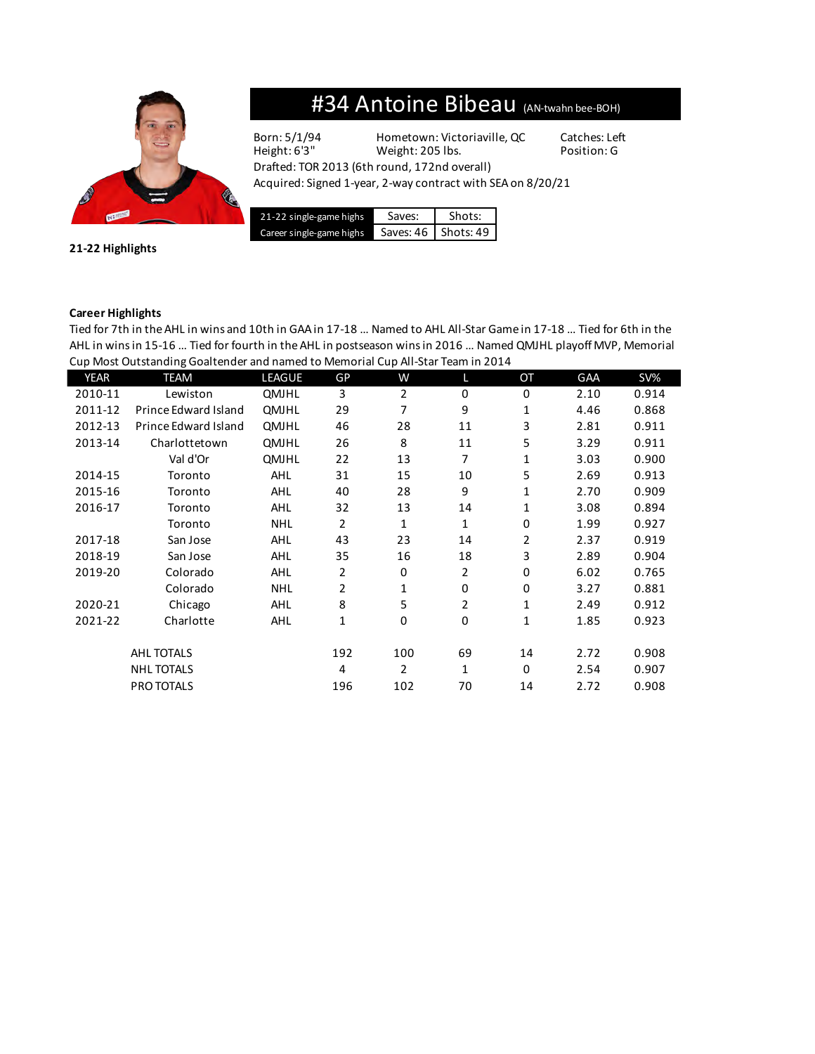# #34 Antoine Bibeau (AN-twahn bee-BOH)

Born: 5/1/94
Height: 6'3"
Hometown: Victoriaville, QC
Weight: 205 lbs.
Catches: Left
Position: G
Drafted: TOR 2013 (6th round, 172nd overall)
Acquired: Signed 1-year, 2-way contract with SEA on 8/20/21

| | | |
|---|---|---|
| 21-22 single-game highs | Saves: | Shots: |
| Career single-game highs | Saves: 46 | Shots: 49 |

**21-22 Highlights**

**Career Highlights**

Tied for 7th in the AHL in wins and 10th in GAA in 17-18 ... Named to AHL All-Star Game in 17-18 ... Tied for 6th in the AHL in wins in 15-16 ... Tied for fourth in the AHL in postseason wins in 2016 ... Named QMJHL playoff MVP, Memorial Cup Most Outstanding Goaltender and named to Memorial Cup All-Star Team in 2014

| YEAR | TEAM | LEAGUE | GP | W | L | OT | GAA | SV% |
|---|---|---|---|---|---|---|---|---|
| 2010-11 | Lewiston | QMJHL | 3 | 2 | 0 | 0 | 2.10 | 0.914 |
| 2011-12 | Prince Edward Island | QMJHL | 29 | 7 | 9 | 1 | 4.46 | 0.868 |
| 2012-13 | Prince Edward Island | QMJHL | 46 | 28 | 11 | 3 | 2.81 | 0.911 |
| 2013-14 | Charlottetown | QMJHL | 26 | 8 | 11 | 5 | 3.29 | 0.911 |
| | Val d'Or | QMJHL | 22 | 13 | 7 | 1 | 3.03 | 0.900 |
| 2014-15 | Toronto | AHL | 31 | 15 | 10 | 5 | 2.69 | 0.913 |
| 2015-16 | Toronto | AHL | 40 | 28 | 9 | 1 | 2.70 | 0.909 |
| 2016-17 | Toronto | AHL | 32 | 13 | 14 | 1 | 3.08 | 0.894 |
| | Toronto | NHL | 2 | 1 | 1 | 0 | 1.99 | 0.927 |
| 2017-18 | San Jose | AHL | 43 | 23 | 14 | 2 | 2.37 | 0.919 |
| 2018-19 | San Jose | AHL | 35 | 16 | 18 | 3 | 2.89 | 0.904 |
| 2019-20 | Colorado | AHL | 2 | 0 | 2 | 0 | 6.02 | 0.765 |
| | Colorado | NHL | 2 | 1 | 0 | 0 | 3.27 | 0.881 |
| 2020-21 | Chicago | AHL | 8 | 5 | 2 | 1 | 2.49 | 0.912 |
| 2021-22 | Charlotte | AHL | 1 | 0 | 0 | 1 | 1.85 | 0.923 |
| | | | | | | | | |
| | AHL TOTALS | | 192 | 100 | 69 | 14 | 2.72 | 0.908 |
| | NHL TOTALS | | 4 | 2 | 1 | 0 | 2.54 | 0.907 |
| | PRO TOTALS | | 196 | 102 | 70 | 14 | 2.72 | 0.908 |